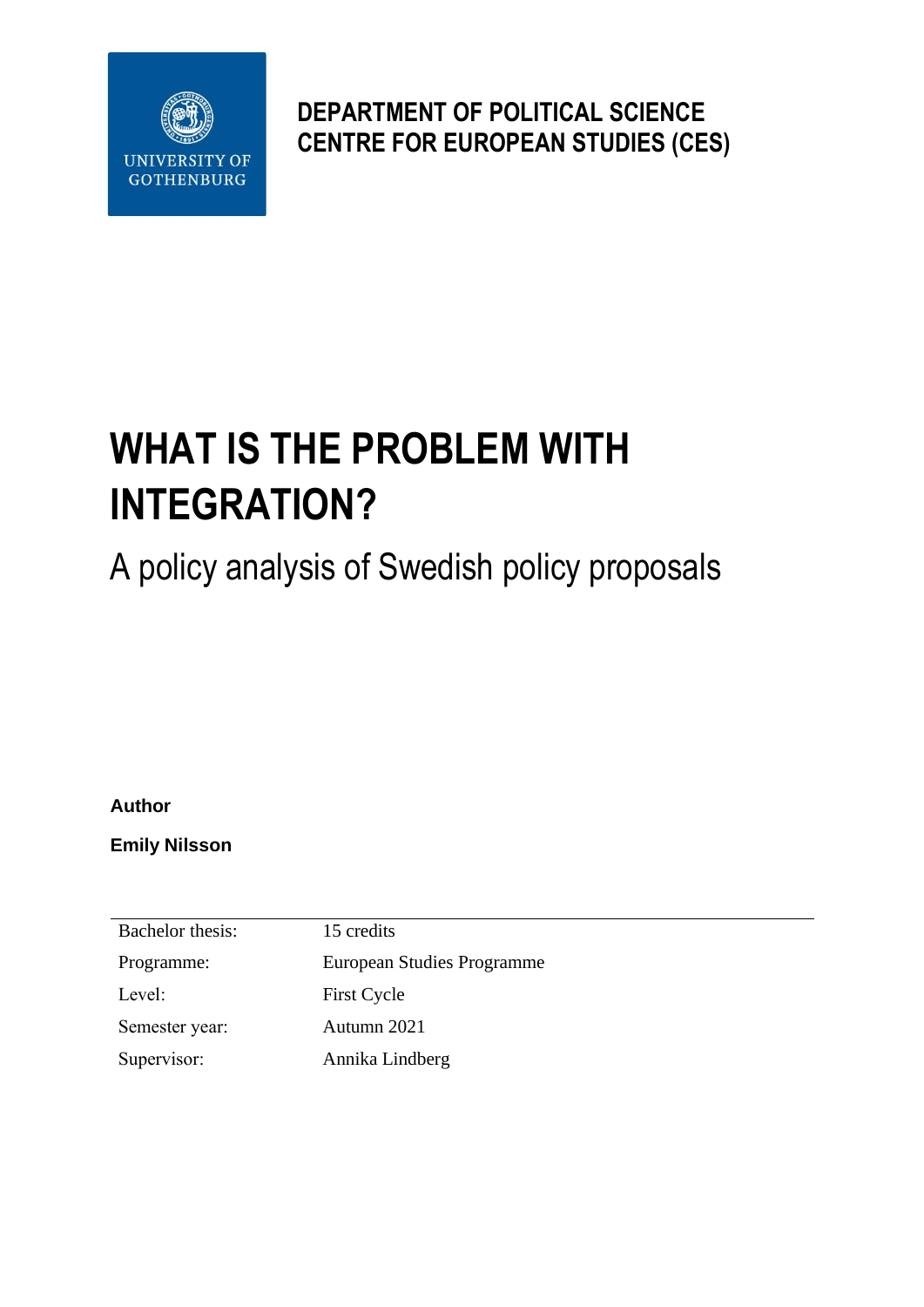UNIVERSITY OF GOTHENBURG

**DEPARTMENT OF POLITICAL SCIENCE**
**CENTRE FOR EUROPEAN STUDIES (CES)**

# WHAT IS THE PROBLEM WITH INTEGRATION?

## A policy analysis of Swedish policy proposals

**Author**

**Emily Nilsson**

| | |
|---|---|
| Bachelor thesis: | 15 credits |
| Programme: | European Studies Programme |
| Level: | First Cycle |
| Semester year: | Autumn 2021 |
| Supervisor: | Annika Lindberg |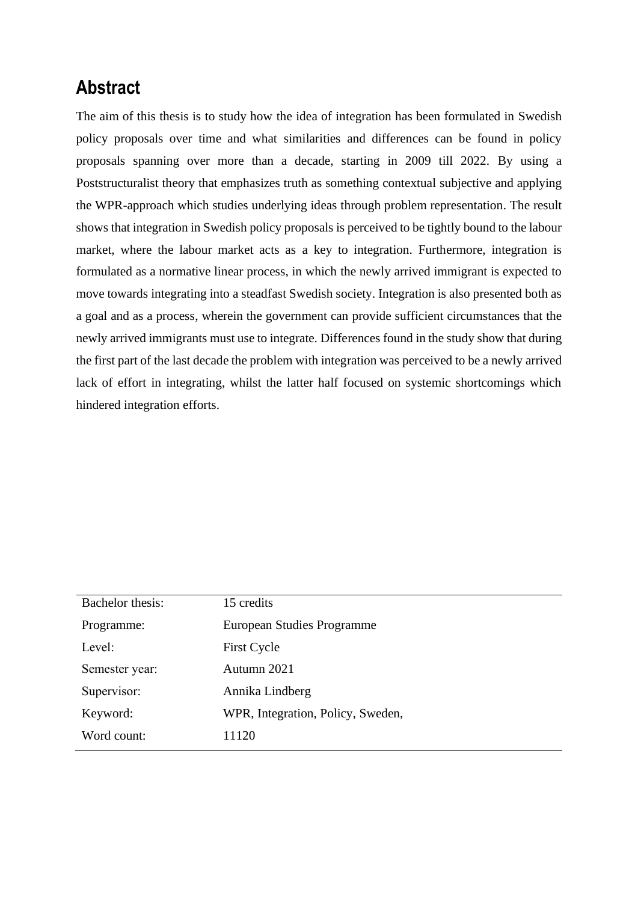## Abstract

The aim of this thesis is to study how the idea of integration has been formulated in Swedish policy proposals over time and what similarities and differences can be found in policy proposals spanning over more than a decade, starting in 2009 till 2022. By using a Poststructuralist theory that emphasizes truth as something contextual subjective and applying the WPR-approach which studies underlying ideas through problem representation. The result shows that integration in Swedish policy proposals is perceived to be tightly bound to the labour market, where the labour market acts as a key to integration. Furthermore, integration is formulated as a normative linear process, in which the newly arrived immigrant is expected to move towards integrating into a steadfast Swedish society. Integration is also presented both as a goal and as a process, wherein the government can provide sufficient circumstances that the newly arrived immigrants must use to integrate. Differences found in the study show that during the first part of the last decade the problem with integration was perceived to be a newly arrived lack of effort in integrating, whilst the latter half focused on systemic shortcomings which hindered integration efforts.

| | |
|---|---|
| Bachelor thesis: | 15 credits |
| Programme: | European Studies Programme |
| Level: | First Cycle |
| Semester year: | Autumn 2021 |
| Supervisor: | Annika Lindberg |
| Keyword: | WPR, Integration, Policy, Sweden, |
| Word count: | 11120 |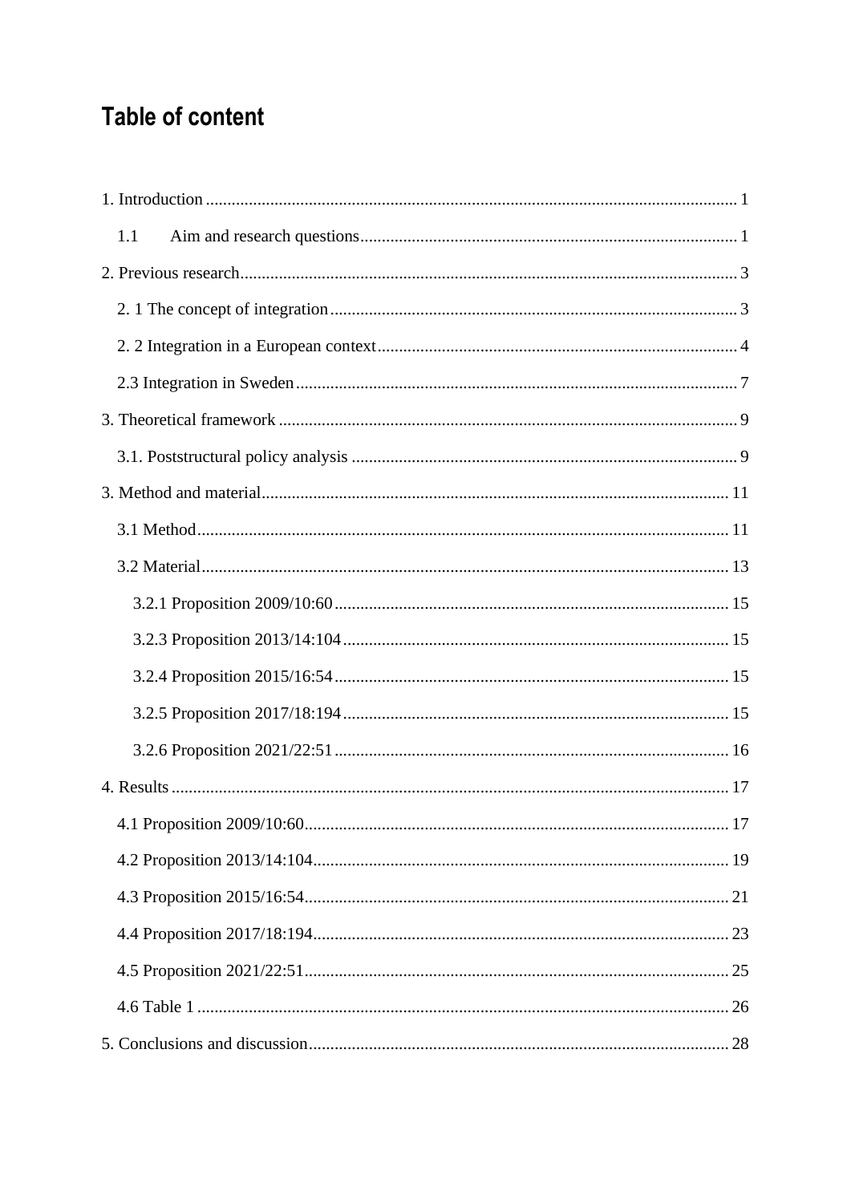# Table of content

1. Introduction ........................................................................................................................ 1

    1.1 Aim and research questions ........................................................................................ 1

2. Previous research.................................................................................................................. 3

    2. 1 The concept of integration ............................................................................................. 3

    2. 2 Integration in a European context .................................................................................. 4

    2.3 Integration in Sweden ..................................................................................................... 7

3. Theoretical framework ......................................................................................................... 9

    3.1. Poststructural policy analysis ........................................................................................ 9

3. Method and material........................................................................................................... 11

    3.1 Method ......................................................................................................................... 11

    3.2 Material......................................................................................................................... 13

        3.2.1 Proposition 2009/10:60 .......................................................................................... 15

        3.2.3 Proposition 2013/14:104 ........................................................................................ 15

        3.2.4 Proposition 2015/16:54 .......................................................................................... 15

        3.2.5 Proposition 2017/18:194 ........................................................................................ 15

        3.2.6 Proposition 2021/22:51 .......................................................................................... 16

4. Results ................................................................................................................................ 17

    4.1 Proposition 2009/10:60.................................................................................................. 17

    4.2 Proposition 2013/14:104................................................................................................ 19

    4.3 Proposition 2015/16:54.................................................................................................. 21

    4.4 Proposition 2017/18:194................................................................................................ 23

    4.5 Proposition 2021/22:51.................................................................................................. 25

    4.6 Table 1 .......................................................................................................................... 26

5. Conclusions and discussion................................................................................................ 28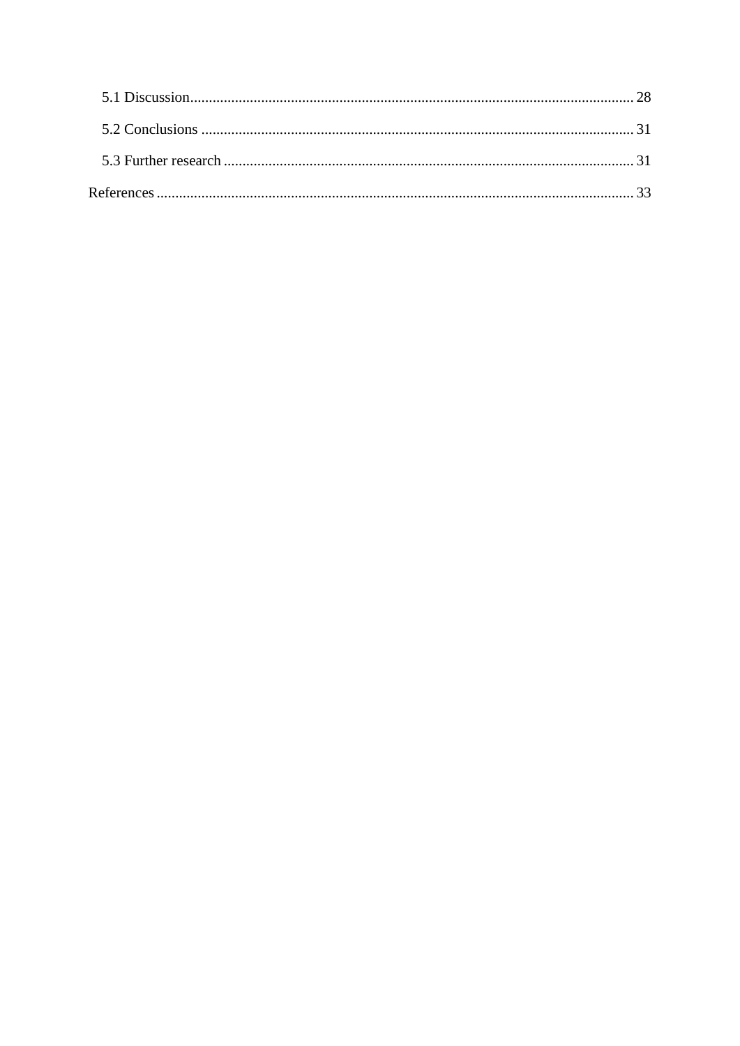5.1 Discussion........................................................................................................................ 28

5.2 Conclusions .................................................................................................................... 31

5.3 Further research .............................................................................................................. 31

References ................................................................................................................................ 33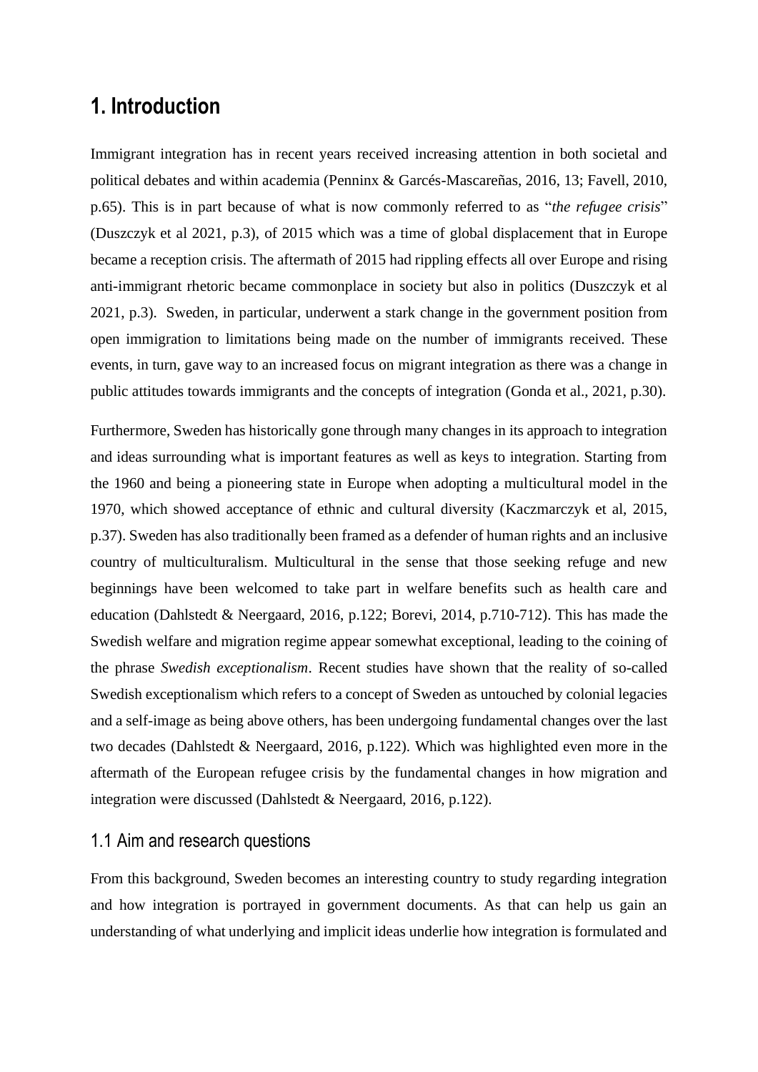# 1. Introduction

Immigrant integration has in recent years received increasing attention in both societal and political debates and within academia (Penninx & Garcés-Mascareñas, 2016, 13; Favell, 2010, p.65). This is in part because of what is now commonly referred to as "*the refugee crisis*" (Duszczyk et al 2021, p.3), of 2015 which was a time of global displacement that in Europe became a reception crisis. The aftermath of 2015 had rippling effects all over Europe and rising anti-immigrant rhetoric became commonplace in society but also in politics (Duszczyk et al 2021, p.3). Sweden, in particular, underwent a stark change in the government position from open immigration to limitations being made on the number of immigrants received. These events, in turn, gave way to an increased focus on migrant integration as there was a change in public attitudes towards immigrants and the concepts of integration (Gonda et al., 2021, p.30).

Furthermore, Sweden has historically gone through many changes in its approach to integration and ideas surrounding what is important features as well as keys to integration. Starting from the 1960 and being a pioneering state in Europe when adopting a multicultural model in the 1970, which showed acceptance of ethnic and cultural diversity (Kaczmarczyk et al, 2015, p.37). Sweden has also traditionally been framed as a defender of human rights and an inclusive country of multiculturalism. Multicultural in the sense that those seeking refuge and new beginnings have been welcomed to take part in welfare benefits such as health care and education (Dahlstedt & Neergaard, 2016, p.122; Borevi, 2014, p.710-712). This has made the Swedish welfare and migration regime appear somewhat exceptional, leading to the coining of the phrase *Swedish exceptionalism*. Recent studies have shown that the reality of so-called Swedish exceptionalism which refers to a concept of Sweden as untouched by colonial legacies and a self-image as being above others, has been undergoing fundamental changes over the last two decades (Dahlstedt & Neergaard, 2016, p.122). Which was highlighted even more in the aftermath of the European refugee crisis by the fundamental changes in how migration and integration were discussed (Dahlstedt & Neergaard, 2016, p.122).

## 1.1 Aim and research questions

From this background, Sweden becomes an interesting country to study regarding integration and how integration is portrayed in government documents. As that can help us gain an understanding of what underlying and implicit ideas underlie how integration is formulated and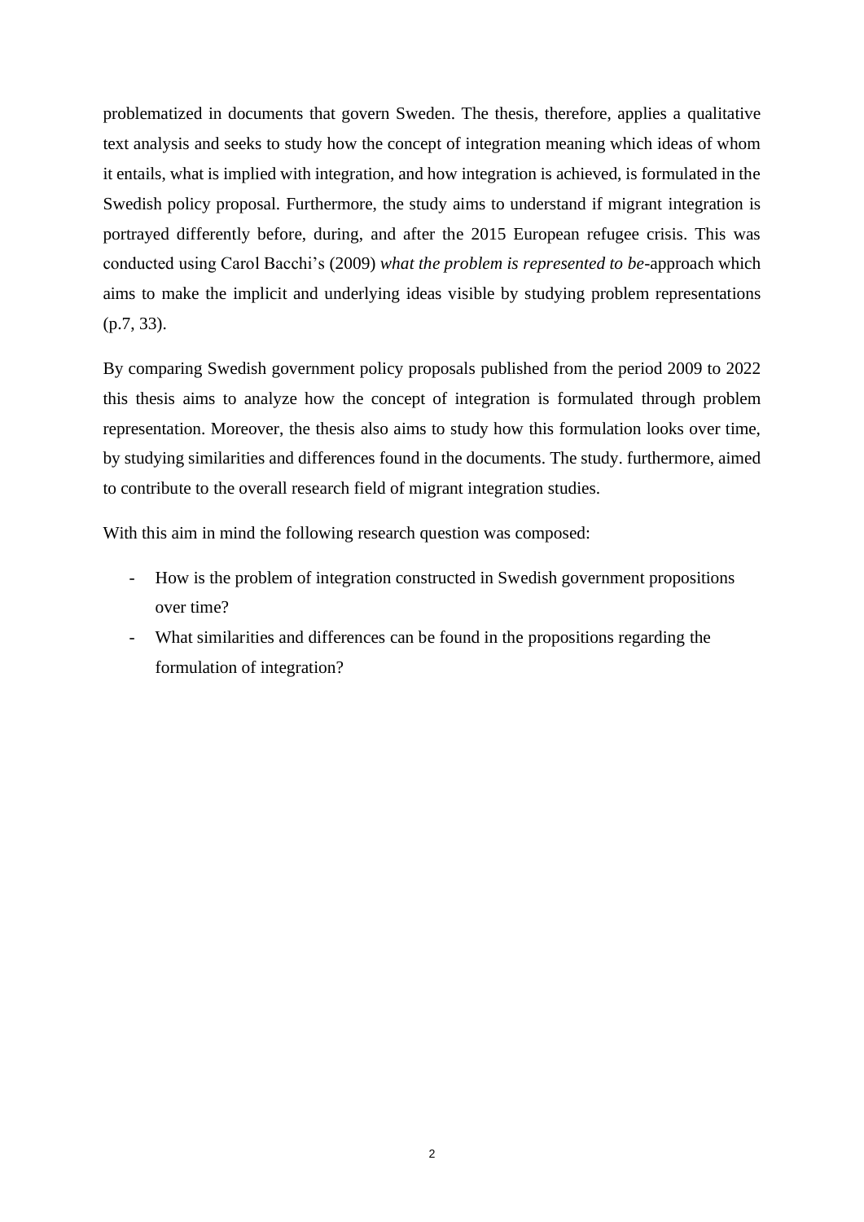problematized in documents that govern Sweden. The thesis, therefore, applies a qualitative text analysis and seeks to study how the concept of integration meaning which ideas of whom it entails, what is implied with integration, and how integration is achieved, is formulated in the Swedish policy proposal. Furthermore, the study aims to understand if migrant integration is portrayed differently before, during, and after the 2015 European refugee crisis. This was conducted using Carol Bacchi's (2009) *what the problem is represented to be*-approach which aims to make the implicit and underlying ideas visible by studying problem representations (p.7, 33).

By comparing Swedish government policy proposals published from the period 2009 to 2022 this thesis aims to analyze how the concept of integration is formulated through problem representation. Moreover, the thesis also aims to study how this formulation looks over time, by studying similarities and differences found in the documents. The study. furthermore, aimed to contribute to the overall research field of migrant integration studies.

With this aim in mind the following research question was composed:

- How is the problem of integration constructed in Swedish government propositions over time?
- What similarities and differences can be found in the propositions regarding the formulation of integration?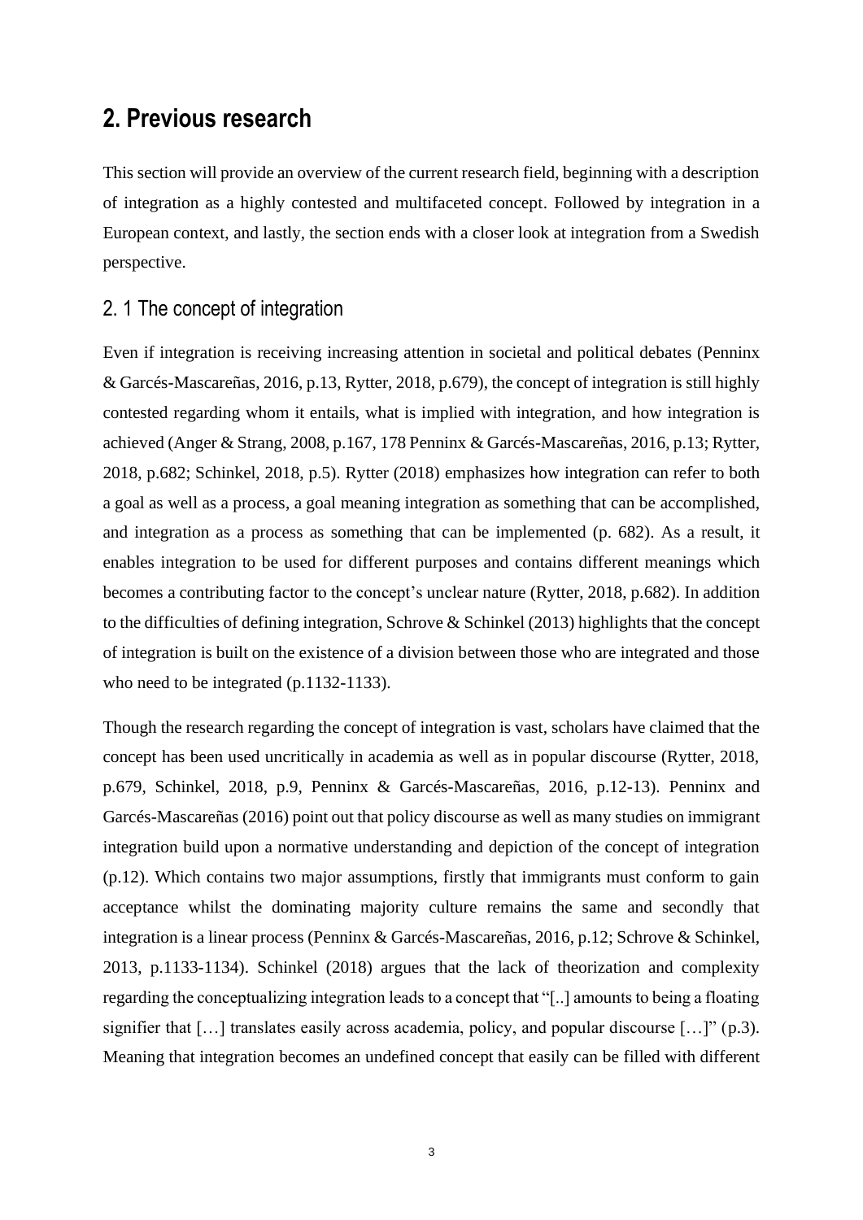# 2. Previous research

This section will provide an overview of the current research field, beginning with a description of integration as a highly contested and multifaceted concept. Followed by integration in a European context, and lastly, the section ends with a closer look at integration from a Swedish perspective.

## 2. 1 The concept of integration

Even if integration is receiving increasing attention in societal and political debates (Penninx & Garcés-Mascareñas, 2016, p.13, Rytter, 2018, p.679), the concept of integration is still highly contested regarding whom it entails, what is implied with integration, and how integration is achieved (Anger & Strang, 2008, p.167, 178 Penninx & Garcés-Mascareñas, 2016, p.13; Rytter, 2018, p.682; Schinkel, 2018, p.5). Rytter (2018) emphasizes how integration can refer to both a goal as well as a process, a goal meaning integration as something that can be accomplished, and integration as a process as something that can be implemented (p. 682). As a result, it enables integration to be used for different purposes and contains different meanings which becomes a contributing factor to the concept's unclear nature (Rytter, 2018, p.682). In addition to the difficulties of defining integration, Schrove & Schinkel (2013) highlights that the concept of integration is built on the existence of a division between those who are integrated and those who need to be integrated (p.1132-1133).

Though the research regarding the concept of integration is vast, scholars have claimed that the concept has been used uncritically in academia as well as in popular discourse (Rytter, 2018, p.679, Schinkel, 2018, p.9, Penninx & Garcés-Mascareñas, 2016, p.12-13). Penninx and Garcés-Mascareñas (2016) point out that policy discourse as well as many studies on immigrant integration build upon a normative understanding and depiction of the concept of integration (p.12). Which contains two major assumptions, firstly that immigrants must conform to gain acceptance whilst the dominating majority culture remains the same and secondly that integration is a linear process (Penninx & Garcés-Mascareñas, 2016, p.12; Schrove & Schinkel, 2013, p.1133-1134). Schinkel (2018) argues that the lack of theorization and complexity regarding the conceptualizing integration leads to a concept that "[..] amounts to being a floating signifier that […] translates easily across academia, policy, and popular discourse […]" (p.3). Meaning that integration becomes an undefined concept that easily can be filled with different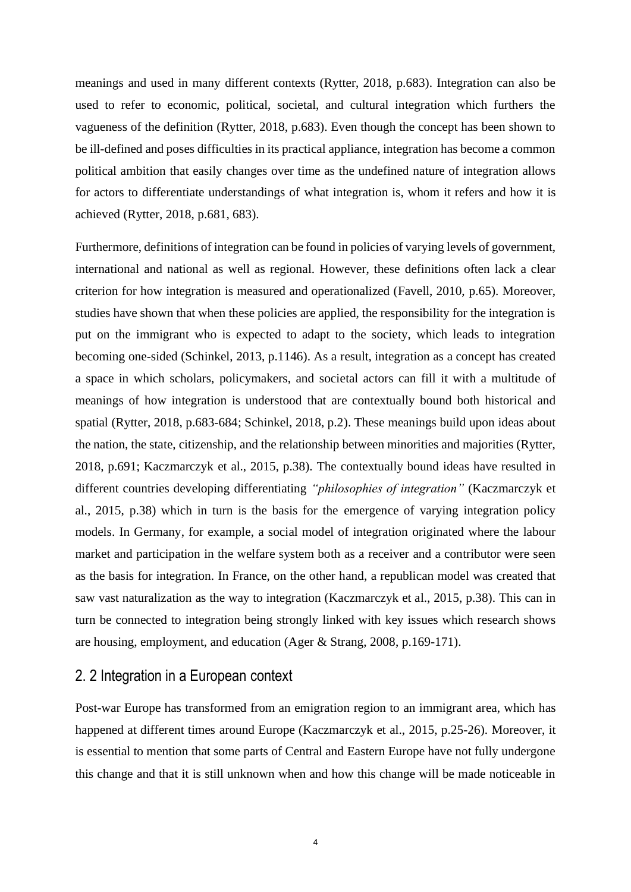meanings and used in many different contexts (Rytter, 2018, p.683). Integration can also be used to refer to economic, political, societal, and cultural integration which furthers the vagueness of the definition (Rytter, 2018, p.683). Even though the concept has been shown to be ill-defined and poses difficulties in its practical appliance, integration has become a common political ambition that easily changes over time as the undefined nature of integration allows for actors to differentiate understandings of what integration is, whom it refers and how it is achieved (Rytter, 2018, p.681, 683).

Furthermore, definitions of integration can be found in policies of varying levels of government, international and national as well as regional. However, these definitions often lack a clear criterion for how integration is measured and operationalized (Favell, 2010, p.65). Moreover, studies have shown that when these policies are applied, the responsibility for the integration is put on the immigrant who is expected to adapt to the society, which leads to integration becoming one-sided (Schinkel, 2013, p.1146). As a result, integration as a concept has created a space in which scholars, policymakers, and societal actors can fill it with a multitude of meanings of how integration is understood that are contextually bound both historical and spatial (Rytter, 2018, p.683-684; Schinkel, 2018, p.2). These meanings build upon ideas about the nation, the state, citizenship, and the relationship between minorities and majorities (Rytter, 2018, p.691; Kaczmarczyk et al., 2015, p.38). The contextually bound ideas have resulted in different countries developing differentiating *"philosophies of integration"* (Kaczmarczyk et al., 2015, p.38) which in turn is the basis for the emergence of varying integration policy models. In Germany, for example, a social model of integration originated where the labour market and participation in the welfare system both as a receiver and a contributor were seen as the basis for integration. In France, on the other hand, a republican model was created that saw vast naturalization as the way to integration (Kaczmarczyk et al., 2015, p.38). This can in turn be connected to integration being strongly linked with key issues which research shows are housing, employment, and education (Ager & Strang, 2008, p.169-171).

## 2. 2 Integration in a European context

Post-war Europe has transformed from an emigration region to an immigrant area, which has happened at different times around Europe (Kaczmarczyk et al., 2015, p.25-26). Moreover, it is essential to mention that some parts of Central and Eastern Europe have not fully undergone this change and that it is still unknown when and how this change will be made noticeable in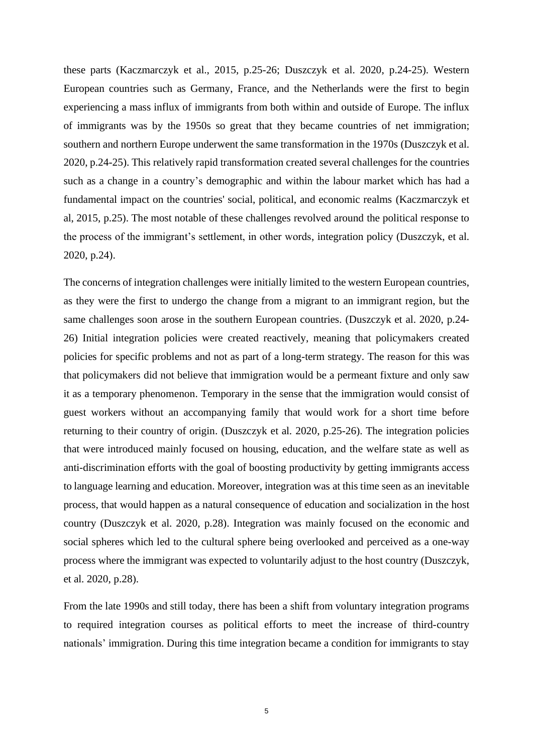these parts (Kaczmarczyk et al., 2015, p.25-26; Duszczyk et al. 2020, p.24-25). Western European countries such as Germany, France, and the Netherlands were the first to begin experiencing a mass influx of immigrants from both within and outside of Europe. The influx of immigrants was by the 1950s so great that they became countries of net immigration; southern and northern Europe underwent the same transformation in the 1970s (Duszczyk et al. 2020, p.24-25). This relatively rapid transformation created several challenges for the countries such as a change in a country's demographic and within the labour market which has had a fundamental impact on the countries' social, political, and economic realms (Kaczmarczyk et al, 2015, p.25). The most notable of these challenges revolved around the political response to the process of the immigrant's settlement, in other words, integration policy (Duszczyk, et al. 2020, p.24).

The concerns of integration challenges were initially limited to the western European countries, as they were the first to undergo the change from a migrant to an immigrant region, but the same challenges soon arose in the southern European countries. (Duszczyk et al. 2020, p.24-26) Initial integration policies were created reactively, meaning that policymakers created policies for specific problems and not as part of a long-term strategy. The reason for this was that policymakers did not believe that immigration would be a permeant fixture and only saw it as a temporary phenomenon. Temporary in the sense that the immigration would consist of guest workers without an accompanying family that would work for a short time before returning to their country of origin. (Duszczyk et al. 2020, p.25-26). The integration policies that were introduced mainly focused on housing, education, and the welfare state as well as anti-discrimination efforts with the goal of boosting productivity by getting immigrants access to language learning and education. Moreover, integration was at this time seen as an inevitable process, that would happen as a natural consequence of education and socialization in the host country (Duszczyk et al. 2020, p.28). Integration was mainly focused on the economic and social spheres which led to the cultural sphere being overlooked and perceived as a one-way process where the immigrant was expected to voluntarily adjust to the host country (Duszczyk, et al. 2020, p.28).

From the late 1990s and still today, there has been a shift from voluntary integration programs to required integration courses as political efforts to meet the increase of third-country nationals' immigration. During this time integration became a condition for immigrants to stay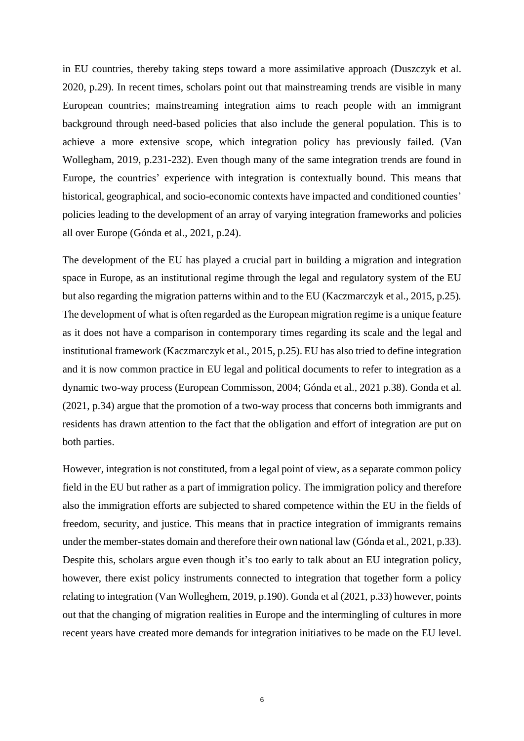in EU countries, thereby taking steps toward a more assimilative approach (Duszczyk et al. 2020, p.29). In recent times, scholars point out that mainstreaming trends are visible in many European countries; mainstreaming integration aims to reach people with an immigrant background through need-based policies that also include the general population. This is to achieve a more extensive scope, which integration policy has previously failed. (Van Wollegham, 2019, p.231-232). Even though many of the same integration trends are found in Europe, the countries' experience with integration is contextually bound. This means that historical, geographical, and socio-economic contexts have impacted and conditioned counties' policies leading to the development of an array of varying integration frameworks and policies all over Europe (Gónda et al., 2021, p.24).

The development of the EU has played a crucial part in building a migration and integration space in Europe, as an institutional regime through the legal and regulatory system of the EU but also regarding the migration patterns within and to the EU (Kaczmarczyk et al., 2015, p.25). The development of what is often regarded as the European migration regime is a unique feature as it does not have a comparison in contemporary times regarding its scale and the legal and institutional framework (Kaczmarczyk et al., 2015, p.25). EU has also tried to define integration and it is now common practice in EU legal and political documents to refer to integration as a dynamic two-way process (European Commisson, 2004; Gónda et al., 2021 p.38). Gonda et al. (2021, p.34) argue that the promotion of a two-way process that concerns both immigrants and residents has drawn attention to the fact that the obligation and effort of integration are put on both parties.

However, integration is not constituted, from a legal point of view, as a separate common policy field in the EU but rather as a part of immigration policy. The immigration policy and therefore also the immigration efforts are subjected to shared competence within the EU in the fields of freedom, security, and justice. This means that in practice integration of immigrants remains under the member-states domain and therefore their own national law (Gónda et al., 2021, p.33). Despite this, scholars argue even though it's too early to talk about an EU integration policy, however, there exist policy instruments connected to integration that together form a policy relating to integration (Van Wolleghem, 2019, p.190). Gonda et al (2021, p.33) however, points out that the changing of migration realities in Europe and the intermingling of cultures in more recent years have created more demands for integration initiatives to be made on the EU level.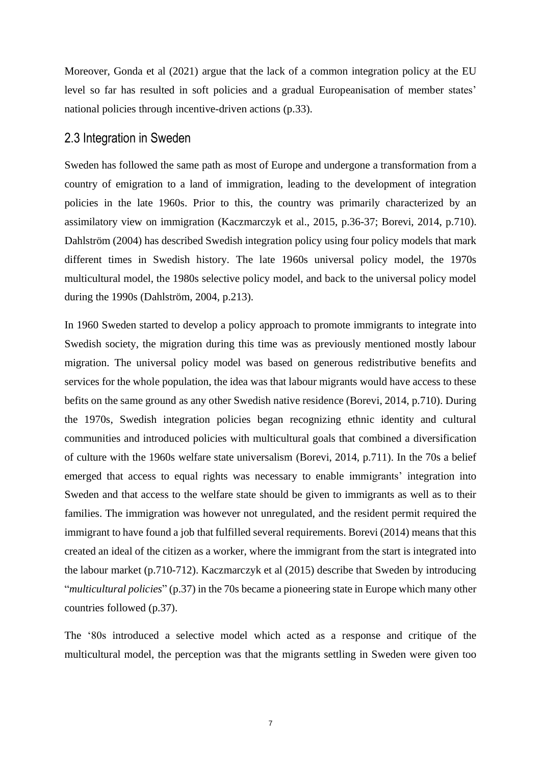Moreover, Gonda et al (2021) argue that the lack of a common integration policy at the EU level so far has resulted in soft policies and a gradual Europeanisation of member states' national policies through incentive-driven actions (p.33).

## 2.3 Integration in Sweden

Sweden has followed the same path as most of Europe and undergone a transformation from a country of emigration to a land of immigration, leading to the development of integration policies in the late 1960s. Prior to this, the country was primarily characterized by an assimilatory view on immigration (Kaczmarczyk et al., 2015, p.36-37; Borevi, 2014, p.710). Dahlström (2004) has described Swedish integration policy using four policy models that mark different times in Swedish history. The late 1960s universal policy model, the 1970s multicultural model, the 1980s selective policy model, and back to the universal policy model during the 1990s (Dahlström, 2004, p.213).

In 1960 Sweden started to develop a policy approach to promote immigrants to integrate into Swedish society, the migration during this time was as previously mentioned mostly labour migration. The universal policy model was based on generous redistributive benefits and services for the whole population, the idea was that labour migrants would have access to these befits on the same ground as any other Swedish native residence (Borevi, 2014, p.710). During the 1970s, Swedish integration policies began recognizing ethnic identity and cultural communities and introduced policies with multicultural goals that combined a diversification of culture with the 1960s welfare state universalism (Borevi, 2014, p.711). In the 70s a belief emerged that access to equal rights was necessary to enable immigrants' integration into Sweden and that access to the welfare state should be given to immigrants as well as to their families. The immigration was however not unregulated, and the resident permit required the immigrant to have found a job that fulfilled several requirements. Borevi (2014) means that this created an ideal of the citizen as a worker, where the immigrant from the start is integrated into the labour market (p.710-712). Kaczmarczyk et al (2015) describe that Sweden by introducing "*multicultural policies*" (p.37) in the 70s became a pioneering state in Europe which many other countries followed (p.37).

The '80s introduced a selective model which acted as a response and critique of the multicultural model, the perception was that the migrants settling in Sweden were given too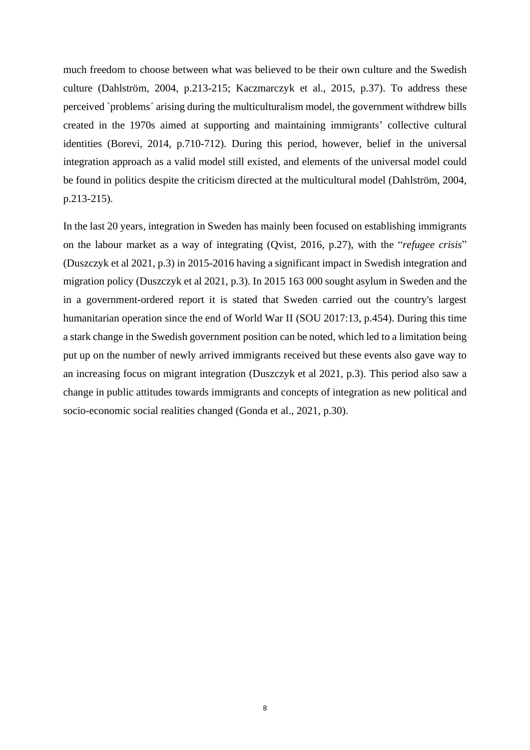much freedom to choose between what was believed to be their own culture and the Swedish culture (Dahlström, 2004, p.213-215; Kaczmarczyk et al., 2015, p.37). To address these perceived `problems´ arising during the multiculturalism model, the government withdrew bills created in the 1970s aimed at supporting and maintaining immigrants' collective cultural identities (Borevi, 2014, p.710-712). During this period, however, belief in the universal integration approach as a valid model still existed, and elements of the universal model could be found in politics despite the criticism directed at the multicultural model (Dahlström, 2004, p.213-215).

In the last 20 years, integration in Sweden has mainly been focused on establishing immigrants on the labour market as a way of integrating (Qvist, 2016, p.27), with the "*refugee crisis*" (Duszczyk et al 2021, p.3) in 2015-2016 having a significant impact in Swedish integration and migration policy (Duszczyk et al 2021, p.3). In 2015 163 000 sought asylum in Sweden and the in a government-ordered report it is stated that Sweden carried out the country's largest humanitarian operation since the end of World War II (SOU 2017:13, p.454). During this time a stark change in the Swedish government position can be noted, which led to a limitation being put up on the number of newly arrived immigrants received but these events also gave way to an increasing focus on migrant integration (Duszczyk et al 2021, p.3). This period also saw a change in public attitudes towards immigrants and concepts of integration as new political and socio-economic social realities changed (Gonda et al., 2021, p.30).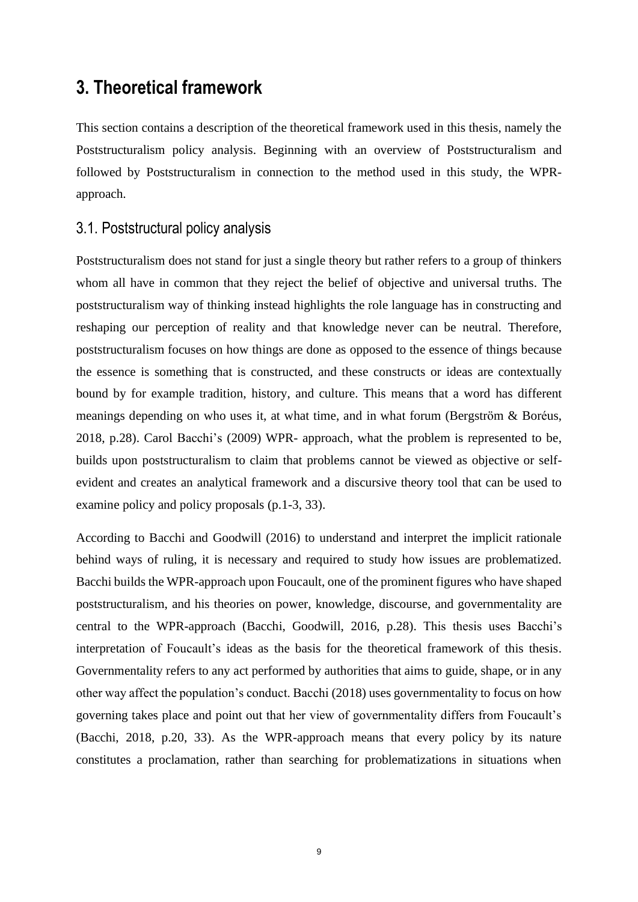# 3. Theoretical framework

This section contains a description of the theoretical framework used in this thesis, namely the Poststructuralism policy analysis. Beginning with an overview of Poststructuralism and followed by Poststructuralism in connection to the method used in this study, the WPR-approach.

## 3.1. Poststructural policy analysis

Poststructuralism does not stand for just a single theory but rather refers to a group of thinkers whom all have in common that they reject the belief of objective and universal truths. The poststructuralism way of thinking instead highlights the role language has in constructing and reshaping our perception of reality and that knowledge never can be neutral. Therefore, poststructuralism focuses on how things are done as opposed to the essence of things because the essence is something that is constructed, and these constructs or ideas are contextually bound by for example tradition, history, and culture. This means that a word has different meanings depending on who uses it, at what time, and in what forum (Bergström & Boréus, 2018, p.28). Carol Bacchi's (2009) WPR- approach, what the problem is represented to be, builds upon poststructuralism to claim that problems cannot be viewed as objective or self-evident and creates an analytical framework and a discursive theory tool that can be used to examine policy and policy proposals (p.1-3, 33).

According to Bacchi and Goodwill (2016) to understand and interpret the implicit rationale behind ways of ruling, it is necessary and required to study how issues are problematized. Bacchi builds the WPR-approach upon Foucault, one of the prominent figures who have shaped poststructuralism, and his theories on power, knowledge, discourse, and governmentality are central to the WPR-approach (Bacchi, Goodwill, 2016, p.28). This thesis uses Bacchi's interpretation of Foucault's ideas as the basis for the theoretical framework of this thesis. Governmentality refers to any act performed by authorities that aims to guide, shape, or in any other way affect the population's conduct. Bacchi (2018) uses governmentality to focus on how governing takes place and point out that her view of governmentality differs from Foucault's (Bacchi, 2018, p.20, 33). As the WPR-approach means that every policy by its nature constitutes a proclamation, rather than searching for problematizations in situations when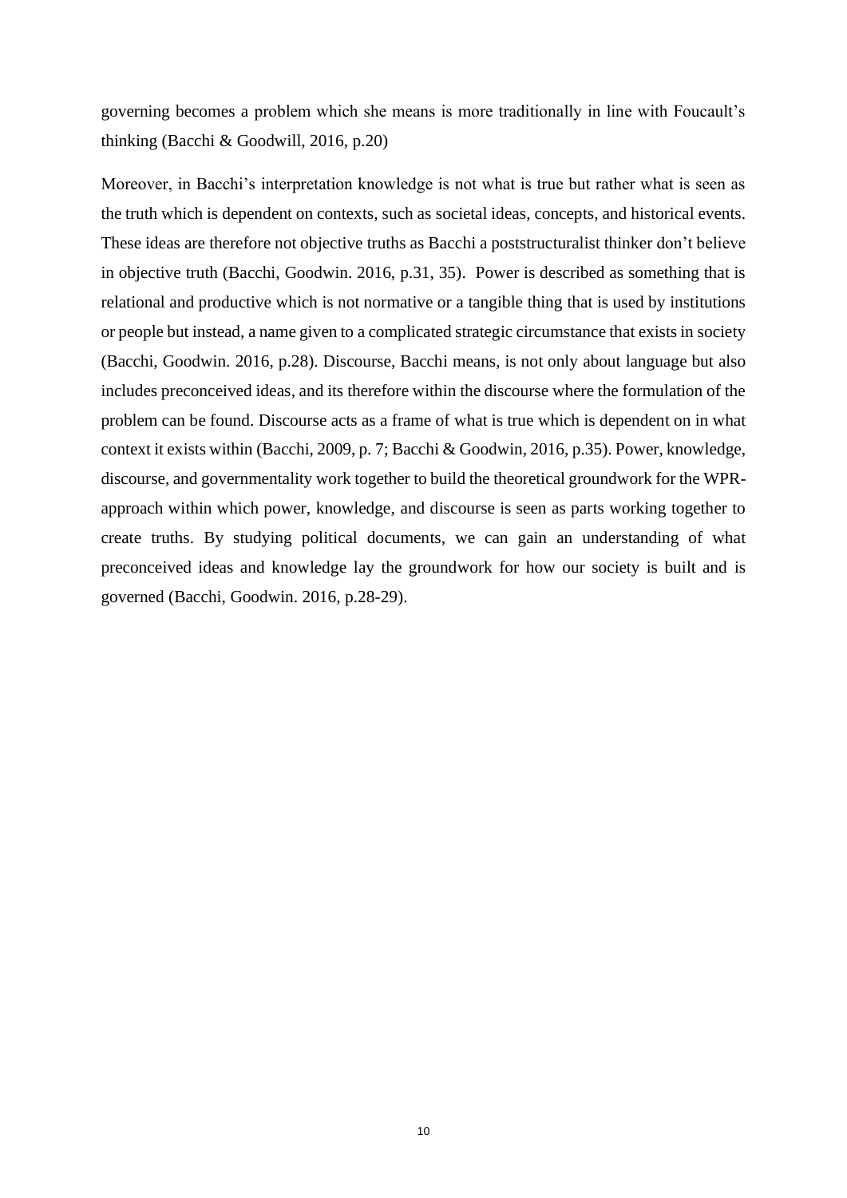governing becomes a problem which she means is more traditionally in line with Foucault's thinking (Bacchi & Goodwill, 2016, p.20)

Moreover, in Bacchi's interpretation knowledge is not what is true but rather what is seen as the truth which is dependent on contexts, such as societal ideas, concepts, and historical events. These ideas are therefore not objective truths as Bacchi a poststructuralist thinker don't believe in objective truth (Bacchi, Goodwin. 2016, p.31, 35). Power is described as something that is relational and productive which is not normative or a tangible thing that is used by institutions or people but instead, a name given to a complicated strategic circumstance that exists in society (Bacchi, Goodwin. 2016, p.28). Discourse, Bacchi means, is not only about language but also includes preconceived ideas, and its therefore within the discourse where the formulation of the problem can be found. Discourse acts as a frame of what is true which is dependent on in what context it exists within (Bacchi, 2009, p. 7; Bacchi & Goodwin, 2016, p.35). Power, knowledge, discourse, and governmentality work together to build the theoretical groundwork for the WPR-approach within which power, knowledge, and discourse is seen as parts working together to create truths. By studying political documents, we can gain an understanding of what preconceived ideas and knowledge lay the groundwork for how our society is built and is governed (Bacchi, Goodwin. 2016, p.28-29).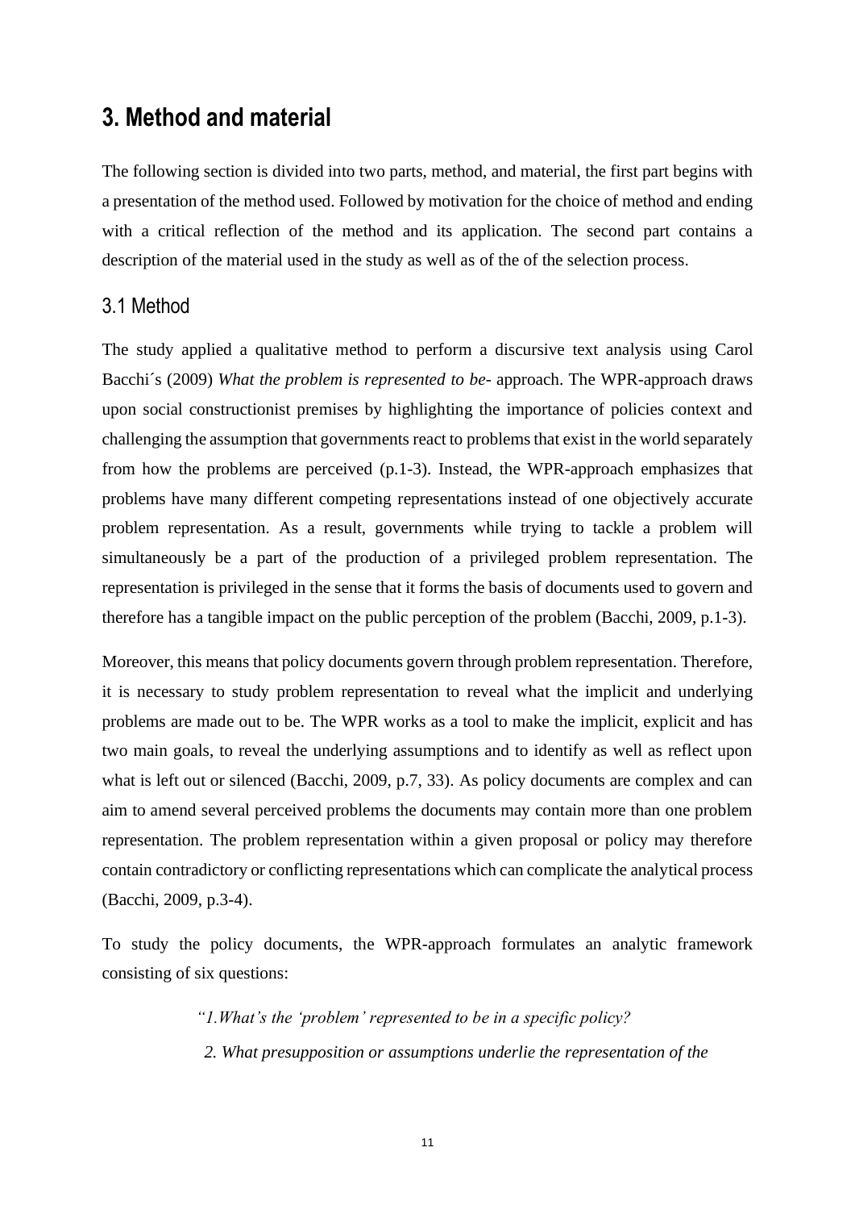# 3. Method and material

The following section is divided into two parts, method, and material, the first part begins with a presentation of the method used. Followed by motivation for the choice of method and ending with a critical reflection of the method and its application. The second part contains a description of the material used in the study as well as of the of the selection process.

## 3.1 Method

The study applied a qualitative method to perform a discursive text analysis using Carol Bacchi´s (2009) *What the problem is represented to be-* approach. The WPR-approach draws upon social constructionist premises by highlighting the importance of policies context and challenging the assumption that governments react to problems that exist in the world separately from how the problems are perceived (p.1-3). Instead, the WPR-approach emphasizes that problems have many different competing representations instead of one objectively accurate problem representation. As a result, governments while trying to tackle a problem will simultaneously be a part of the production of a privileged problem representation. The representation is privileged in the sense that it forms the basis of documents used to govern and therefore has a tangible impact on the public perception of the problem (Bacchi, 2009, p.1-3).

Moreover, this means that policy documents govern through problem representation. Therefore, it is necessary to study problem representation to reveal what the implicit and underlying problems are made out to be. The WPR works as a tool to make the implicit, explicit and has two main goals, to reveal the underlying assumptions and to identify as well as reflect upon what is left out or silenced (Bacchi, 2009, p.7, 33). As policy documents are complex and can aim to amend several perceived problems the documents may contain more than one problem representation. The problem representation within a given proposal or policy may therefore contain contradictory or conflicting representations which can complicate the analytical process (Bacchi, 2009, p.3-4).

To study the policy documents, the WPR-approach formulates an analytic framework consisting of six questions:

> *"1.What's the 'problem' represented to be in a specific policy?*
>
> *2. What presupposition or assumptions underlie the representation of the*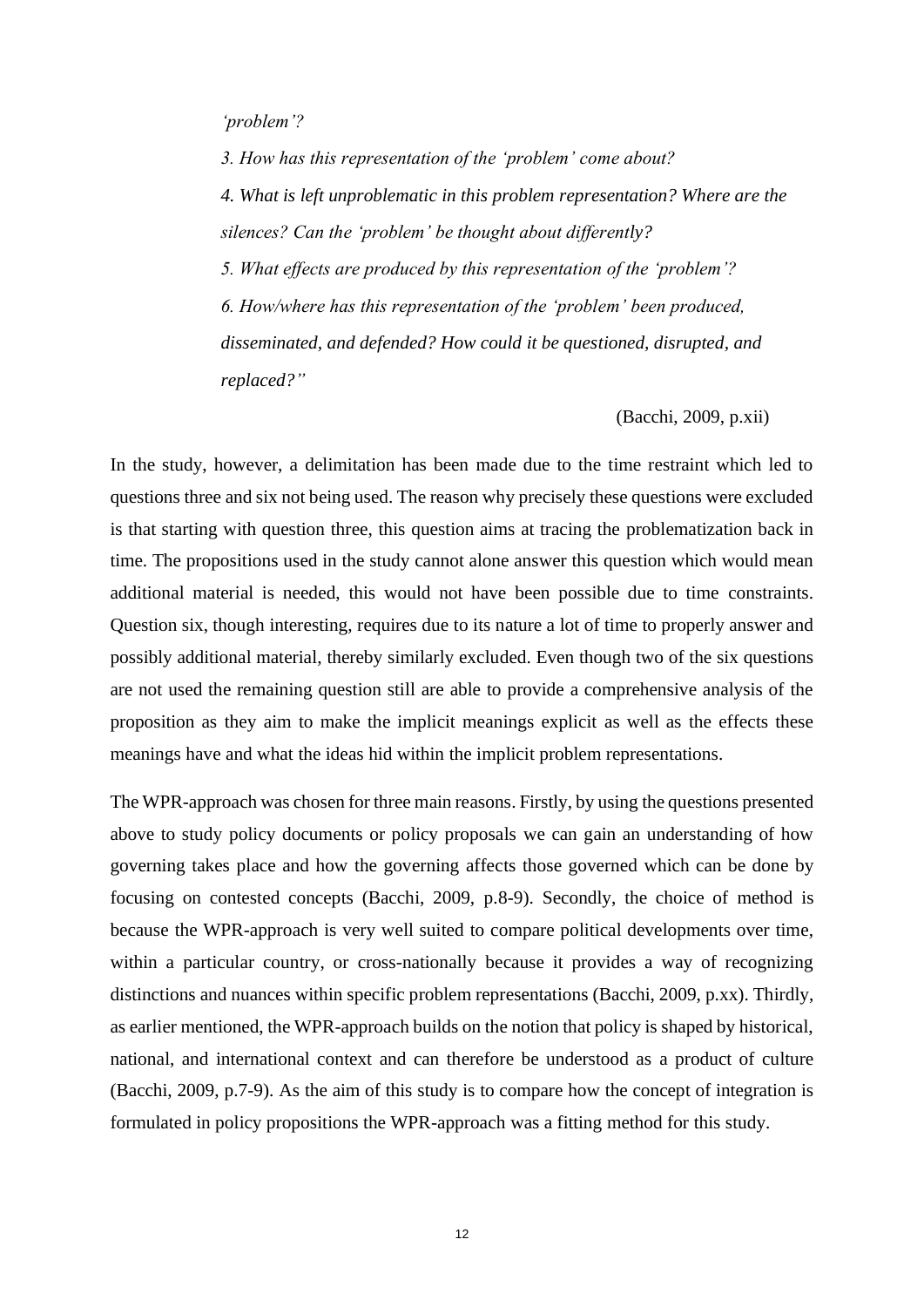*'problem'?*

*3. How has this representation of the 'problem' come about?*

*4. What is left unproblematic in this problem representation? Where are the silences? Can the 'problem' be thought about differently?*

*5. What effects are produced by this representation of the 'problem'?*

*6. How/where has this representation of the 'problem' been produced, disseminated, and defended? How could it be questioned, disrupted, and replaced?"*

(Bacchi, 2009, p.xii)

In the study, however, a delimitation has been made due to the time restraint which led to questions three and six not being used. The reason why precisely these questions were excluded is that starting with question three, this question aims at tracing the problematization back in time. The propositions used in the study cannot alone answer this question which would mean additional material is needed, this would not have been possible due to time constraints. Question six, though interesting, requires due to its nature a lot of time to properly answer and possibly additional material, thereby similarly excluded. Even though two of the six questions are not used the remaining question still are able to provide a comprehensive analysis of the proposition as they aim to make the implicit meanings explicit as well as the effects these meanings have and what the ideas hid within the implicit problem representations.

The WPR-approach was chosen for three main reasons. Firstly, by using the questions presented above to study policy documents or policy proposals we can gain an understanding of how governing takes place and how the governing affects those governed which can be done by focusing on contested concepts (Bacchi, 2009, p.8-9). Secondly, the choice of method is because the WPR-approach is very well suited to compare political developments over time, within a particular country, or cross-nationally because it provides a way of recognizing distinctions and nuances within specific problem representations (Bacchi, 2009, p.xx). Thirdly, as earlier mentioned, the WPR-approach builds on the notion that policy is shaped by historical, national, and international context and can therefore be understood as a product of culture (Bacchi, 2009, p.7-9). As the aim of this study is to compare how the concept of integration is formulated in policy propositions the WPR-approach was a fitting method for this study.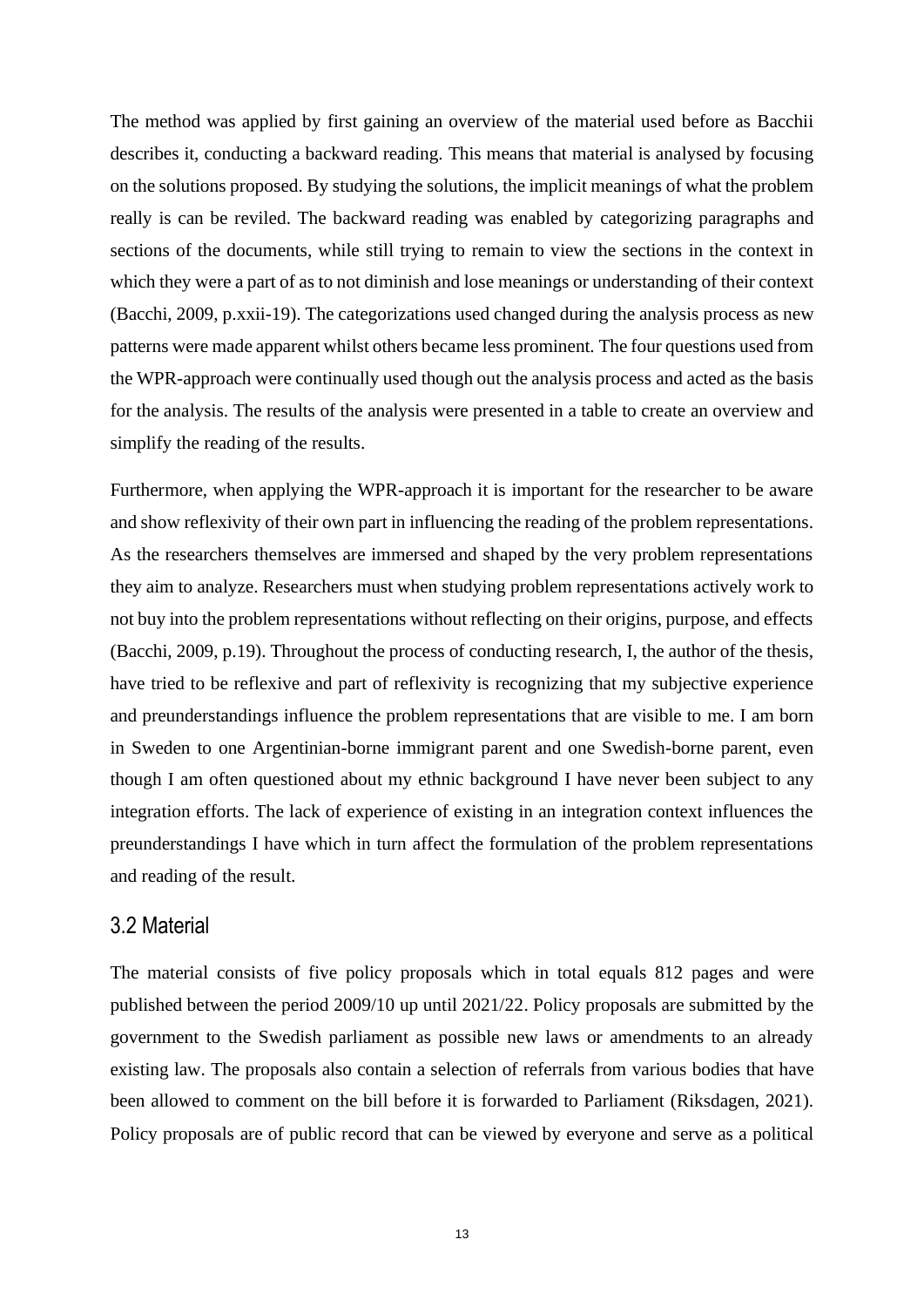The method was applied by first gaining an overview of the material used before as Bacchii describes it, conducting a backward reading. This means that material is analysed by focusing on the solutions proposed. By studying the solutions, the implicit meanings of what the problem really is can be reviled. The backward reading was enabled by categorizing paragraphs and sections of the documents, while still trying to remain to view the sections in the context in which they were a part of as to not diminish and lose meanings or understanding of their context (Bacchi, 2009, p.xxii-19). The categorizations used changed during the analysis process as new patterns were made apparent whilst others became less prominent. The four questions used from the WPR-approach were continually used though out the analysis process and acted as the basis for the analysis. The results of the analysis were presented in a table to create an overview and simplify the reading of the results.

Furthermore, when applying the WPR-approach it is important for the researcher to be aware and show reflexivity of their own part in influencing the reading of the problem representations. As the researchers themselves are immersed and shaped by the very problem representations they aim to analyze. Researchers must when studying problem representations actively work to not buy into the problem representations without reflecting on their origins, purpose, and effects (Bacchi, 2009, p.19). Throughout the process of conducting research, I, the author of the thesis, have tried to be reflexive and part of reflexivity is recognizing that my subjective experience and preunderstandings influence the problem representations that are visible to me. I am born in Sweden to one Argentinian-borne immigrant parent and one Swedish-borne parent, even though I am often questioned about my ethnic background I have never been subject to any integration efforts. The lack of experience of existing in an integration context influences the preunderstandings I have which in turn affect the formulation of the problem representations and reading of the result.

## 3.2 Material

The material consists of five policy proposals which in total equals 812 pages and were published between the period 2009/10 up until 2021/22. Policy proposals are submitted by the government to the Swedish parliament as possible new laws or amendments to an already existing law. The proposals also contain a selection of referrals from various bodies that have been allowed to comment on the bill before it is forwarded to Parliament (Riksdagen, 2021). Policy proposals are of public record that can be viewed by everyone and serve as a political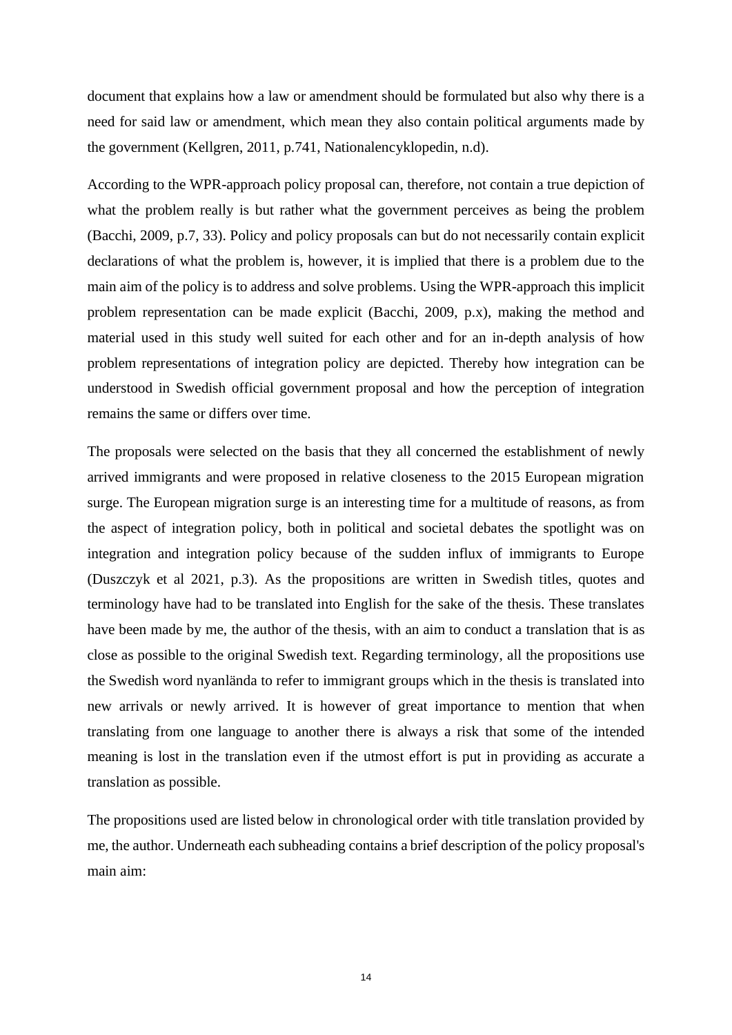document that explains how a law or amendment should be formulated but also why there is a need for said law or amendment, which mean they also contain political arguments made by the government (Kellgren, 2011, p.741, Nationalencyklopedin, n.d).

According to the WPR-approach policy proposal can, therefore, not contain a true depiction of what the problem really is but rather what the government perceives as being the problem (Bacchi, 2009, p.7, 33). Policy and policy proposals can but do not necessarily contain explicit declarations of what the problem is, however, it is implied that there is a problem due to the main aim of the policy is to address and solve problems. Using the WPR-approach this implicit problem representation can be made explicit (Bacchi, 2009, p.x), making the method and material used in this study well suited for each other and for an in-depth analysis of how problem representations of integration policy are depicted. Thereby how integration can be understood in Swedish official government proposal and how the perception of integration remains the same or differs over time.

The proposals were selected on the basis that they all concerned the establishment of newly arrived immigrants and were proposed in relative closeness to the 2015 European migration surge. The European migration surge is an interesting time for a multitude of reasons, as from the aspect of integration policy, both in political and societal debates the spotlight was on integration and integration policy because of the sudden influx of immigrants to Europe (Duszczyk et al 2021, p.3). As the propositions are written in Swedish titles, quotes and terminology have had to be translated into English for the sake of the thesis. These translates have been made by me, the author of the thesis, with an aim to conduct a translation that is as close as possible to the original Swedish text. Regarding terminology, all the propositions use the Swedish word nyanlända to refer to immigrant groups which in the thesis is translated into new arrivals or newly arrived. It is however of great importance to mention that when translating from one language to another there is always a risk that some of the intended meaning is lost in the translation even if the utmost effort is put in providing as accurate a translation as possible.

The propositions used are listed below in chronological order with title translation provided by me, the author. Underneath each subheading contains a brief description of the policy proposal's main aim: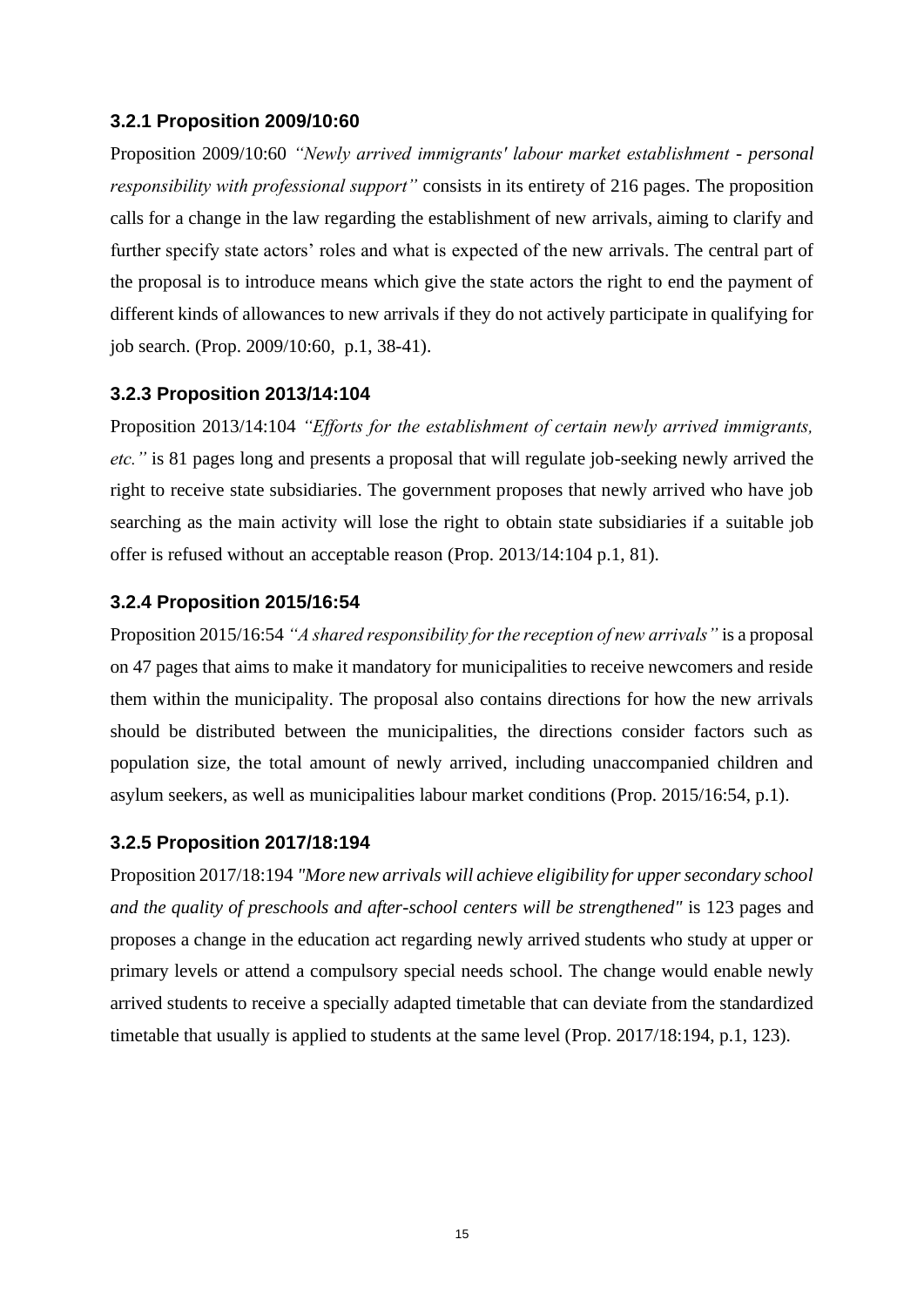### 3.2.1 Proposition 2009/10:60

Proposition 2009/10:60 *"Newly arrived immigrants' labour market establishment - personal responsibility with professional support"* consists in its entirety of 216 pages. The proposition calls for a change in the law regarding the establishment of new arrivals, aiming to clarify and further specify state actors' roles and what is expected of the new arrivals. The central part of the proposal is to introduce means which give the state actors the right to end the payment of different kinds of allowances to new arrivals if they do not actively participate in qualifying for job search. (Prop. 2009/10:60, p.1, 38-41).

### 3.2.3 Proposition 2013/14:104

Proposition 2013/14:104 *"Efforts for the establishment of certain newly arrived immigrants, etc."* is 81 pages long and presents a proposal that will regulate job-seeking newly arrived the right to receive state subsidiaries. The government proposes that newly arrived who have job searching as the main activity will lose the right to obtain state subsidiaries if a suitable job offer is refused without an acceptable reason (Prop. 2013/14:104 p.1, 81).

### 3.2.4 Proposition 2015/16:54

Proposition 2015/16:54 *"A shared responsibility for the reception of new arrivals"* is a proposal on 47 pages that aims to make it mandatory for municipalities to receive newcomers and reside them within the municipality. The proposal also contains directions for how the new arrivals should be distributed between the municipalities, the directions consider factors such as population size, the total amount of newly arrived, including unaccompanied children and asylum seekers, as well as municipalities labour market conditions (Prop. 2015/16:54, p.1).

### 3.2.5 Proposition 2017/18:194

Proposition 2017/18:194 *"More new arrivals will achieve eligibility for upper secondary school and the quality of preschools and after-school centers will be strengthened"* is 123 pages and proposes a change in the education act regarding newly arrived students who study at upper or primary levels or attend a compulsory special needs school. The change would enable newly arrived students to receive a specially adapted timetable that can deviate from the standardized timetable that usually is applied to students at the same level (Prop. 2017/18:194, p.1, 123).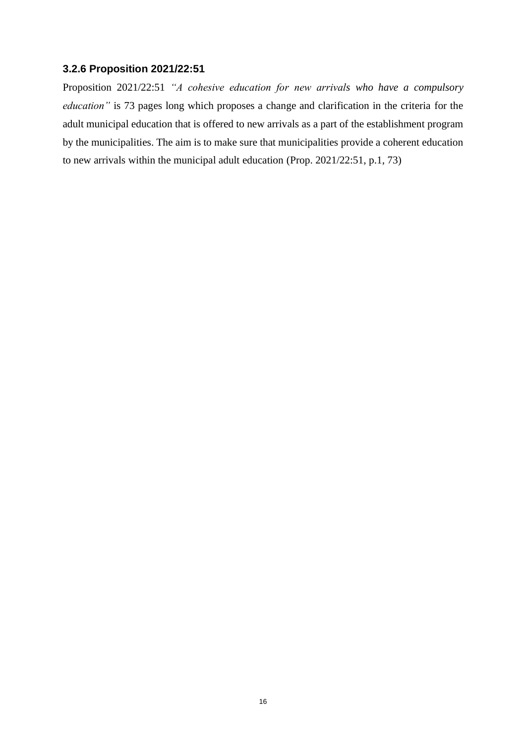### 3.2.6 Proposition 2021/22:51

Proposition 2021/22:51 *"A cohesive education for new arrivals who have a compulsory education"* is 73 pages long which proposes a change and clarification in the criteria for the adult municipal education that is offered to new arrivals as a part of the establishment program by the municipalities. The aim is to make sure that municipalities provide a coherent education to new arrivals within the municipal adult education (Prop. 2021/22:51, p.1, 73)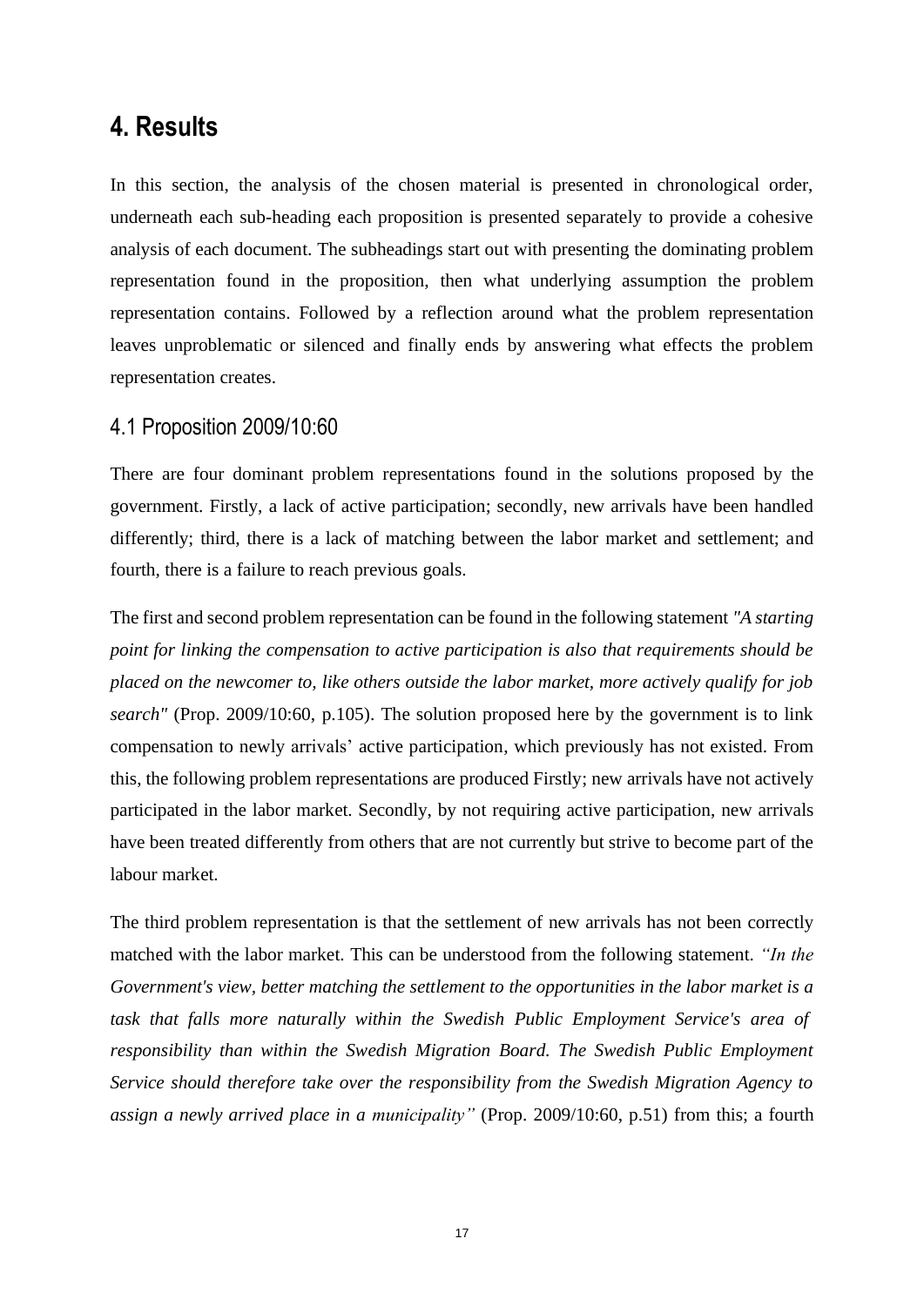# 4. Results

In this section, the analysis of the chosen material is presented in chronological order, underneath each sub-heading each proposition is presented separately to provide a cohesive analysis of each document. The subheadings start out with presenting the dominating problem representation found in the proposition, then what underlying assumption the problem representation contains. Followed by a reflection around what the problem representation leaves unproblematic or silenced and finally ends by answering what effects the problem representation creates.

## 4.1 Proposition 2009/10:60

There are four dominant problem representations found in the solutions proposed by the government. Firstly, a lack of active participation; secondly, new arrivals have been handled differently; third, there is a lack of matching between the labor market and settlement; and fourth, there is a failure to reach previous goals.

The first and second problem representation can be found in the following statement *"A starting point for linking the compensation to active participation is also that requirements should be placed on the newcomer to, like others outside the labor market, more actively qualify for job search"* (Prop. 2009/10:60, p.105). The solution proposed here by the government is to link compensation to newly arrivals' active participation, which previously has not existed. From this, the following problem representations are produced Firstly; new arrivals have not actively participated in the labor market. Secondly, by not requiring active participation, new arrivals have been treated differently from others that are not currently but strive to become part of the labour market.

The third problem representation is that the settlement of new arrivals has not been correctly matched with the labor market. This can be understood from the following statement. *"In the Government's view, better matching the settlement to the opportunities in the labor market is a task that falls more naturally within the Swedish Public Employment Service's area of responsibility than within the Swedish Migration Board. The Swedish Public Employment Service should therefore take over the responsibility from the Swedish Migration Agency to assign a newly arrived place in a municipality"* (Prop. 2009/10:60, p.51) from this; a fourth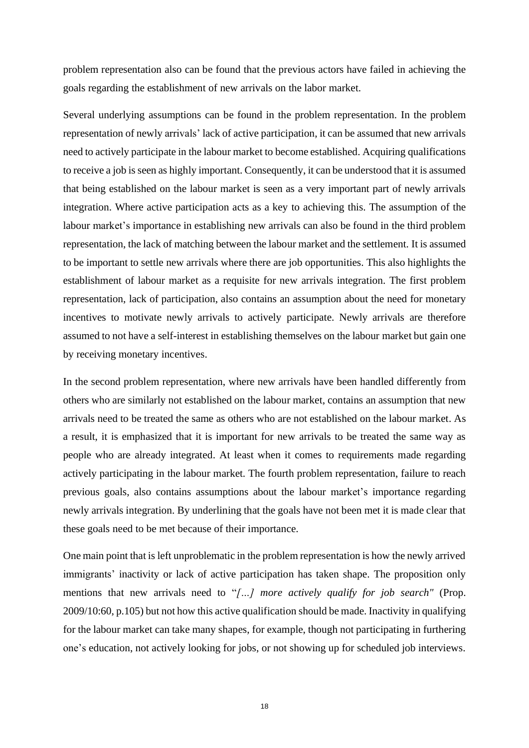problem representation also can be found that the previous actors have failed in achieving the goals regarding the establishment of new arrivals on the labor market.

Several underlying assumptions can be found in the problem representation. In the problem representation of newly arrivals' lack of active participation, it can be assumed that new arrivals need to actively participate in the labour market to become established. Acquiring qualifications to receive a job is seen as highly important. Consequently, it can be understood that it is assumed that being established on the labour market is seen as a very important part of newly arrivals integration. Where active participation acts as a key to achieving this. The assumption of the labour market's importance in establishing new arrivals can also be found in the third problem representation, the lack of matching between the labour market and the settlement. It is assumed to be important to settle new arrivals where there are job opportunities. This also highlights the establishment of labour market as a requisite for new arrivals integration. The first problem representation, lack of participation, also contains an assumption about the need for monetary incentives to motivate newly arrivals to actively participate. Newly arrivals are therefore assumed to not have a self-interest in establishing themselves on the labour market but gain one by receiving monetary incentives.

In the second problem representation, where new arrivals have been handled differently from others who are similarly not established on the labour market, contains an assumption that new arrivals need to be treated the same as others who are not established on the labour market. As a result, it is emphasized that it is important for new arrivals to be treated the same way as people who are already integrated. At least when it comes to requirements made regarding actively participating in the labour market. The fourth problem representation, failure to reach previous goals, also contains assumptions about the labour market's importance regarding newly arrivals integration. By underlining that the goals have not been met it is made clear that these goals need to be met because of their importance.

One main point that is left unproblematic in the problem representation is how the newly arrived immigrants' inactivity or lack of active participation has taken shape. The proposition only mentions that new arrivals need to "*[…] more actively qualify for job search"* (Prop. 2009/10:60, p.105) but not how this active qualification should be made. Inactivity in qualifying for the labour market can take many shapes, for example, though not participating in furthering one's education, not actively looking for jobs, or not showing up for scheduled job interviews.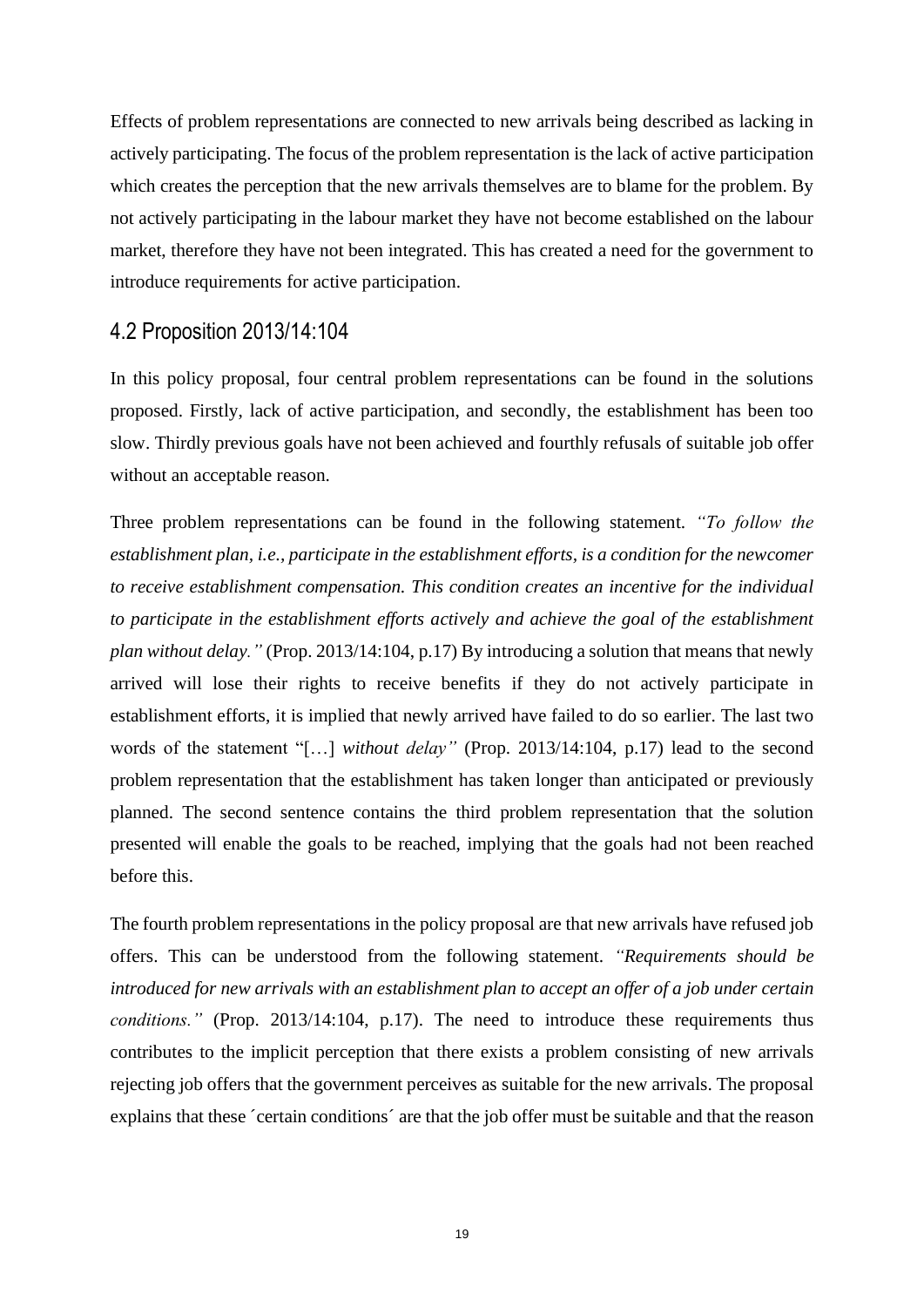Effects of problem representations are connected to new arrivals being described as lacking in actively participating. The focus of the problem representation is the lack of active participation which creates the perception that the new arrivals themselves are to blame for the problem. By not actively participating in the labour market they have not become established on the labour market, therefore they have not been integrated. This has created a need for the government to introduce requirements for active participation.

## 4.2 Proposition 2013/14:104

In this policy proposal, four central problem representations can be found in the solutions proposed. Firstly, lack of active participation, and secondly, the establishment has been too slow. Thirdly previous goals have not been achieved and fourthly refusals of suitable job offer without an acceptable reason.

Three problem representations can be found in the following statement. *"To follow the establishment plan, i.e., participate in the establishment efforts, is a condition for the newcomer to receive establishment compensation. This condition creates an incentive for the individual to participate in the establishment efforts actively and achieve the goal of the establishment plan without delay."* (Prop. 2013/14:104, p.17) By introducing a solution that means that newly arrived will lose their rights to receive benefits if they do not actively participate in establishment efforts, it is implied that newly arrived have failed to do so earlier. The last two words of the statement "[…] *without delay"* (Prop. 2013/14:104, p.17) lead to the second problem representation that the establishment has taken longer than anticipated or previously planned. The second sentence contains the third problem representation that the solution presented will enable the goals to be reached, implying that the goals had not been reached before this.

The fourth problem representations in the policy proposal are that new arrivals have refused job offers. This can be understood from the following statement. *"Requirements should be introduced for new arrivals with an establishment plan to accept an offer of a job under certain conditions."* (Prop. 2013/14:104, p.17). The need to introduce these requirements thus contributes to the implicit perception that there exists a problem consisting of new arrivals rejecting job offers that the government perceives as suitable for the new arrivals. The proposal explains that these ´certain conditions´ are that the job offer must be suitable and that the reason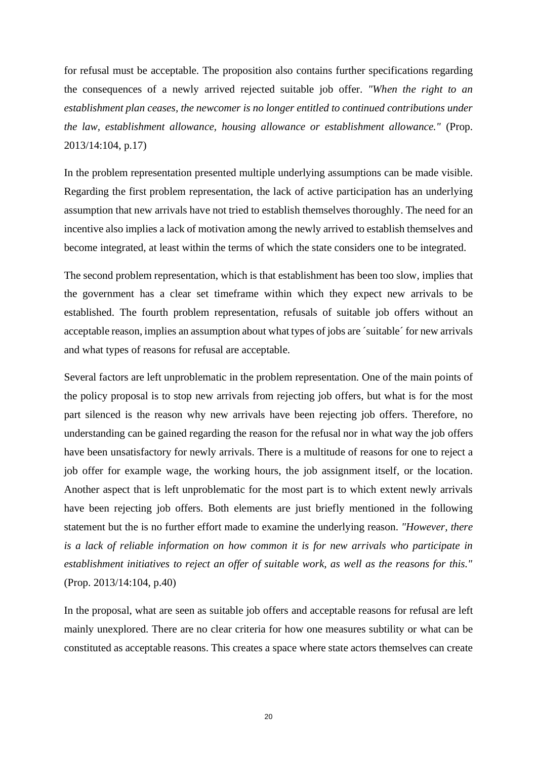for refusal must be acceptable. The proposition also contains further specifications regarding the consequences of a newly arrived rejected suitable job offer. *"When the right to an establishment plan ceases, the newcomer is no longer entitled to continued contributions under the law, establishment allowance, housing allowance or establishment allowance."* (Prop. 2013/14:104, p.17)

In the problem representation presented multiple underlying assumptions can be made visible. Regarding the first problem representation, the lack of active participation has an underlying assumption that new arrivals have not tried to establish themselves thoroughly. The need for an incentive also implies a lack of motivation among the newly arrived to establish themselves and become integrated, at least within the terms of which the state considers one to be integrated.

The second problem representation, which is that establishment has been too slow, implies that the government has a clear set timeframe within which they expect new arrivals to be established. The fourth problem representation, refusals of suitable job offers without an acceptable reason, implies an assumption about what types of jobs are ´suitable´ for new arrivals and what types of reasons for refusal are acceptable.

Several factors are left unproblematic in the problem representation. One of the main points of the policy proposal is to stop new arrivals from rejecting job offers, but what is for the most part silenced is the reason why new arrivals have been rejecting job offers. Therefore, no understanding can be gained regarding the reason for the refusal nor in what way the job offers have been unsatisfactory for newly arrivals. There is a multitude of reasons for one to reject a job offer for example wage, the working hours, the job assignment itself, or the location. Another aspect that is left unproblematic for the most part is to which extent newly arrivals have been rejecting job offers. Both elements are just briefly mentioned in the following statement but the is no further effort made to examine the underlying reason. *"However, there is a lack of reliable information on how common it is for new arrivals who participate in establishment initiatives to reject an offer of suitable work, as well as the reasons for this."* (Prop. 2013/14:104, p.40)

In the proposal, what are seen as suitable job offers and acceptable reasons for refusal are left mainly unexplored. There are no clear criteria for how one measures subtility or what can be constituted as acceptable reasons. This creates a space where state actors themselves can create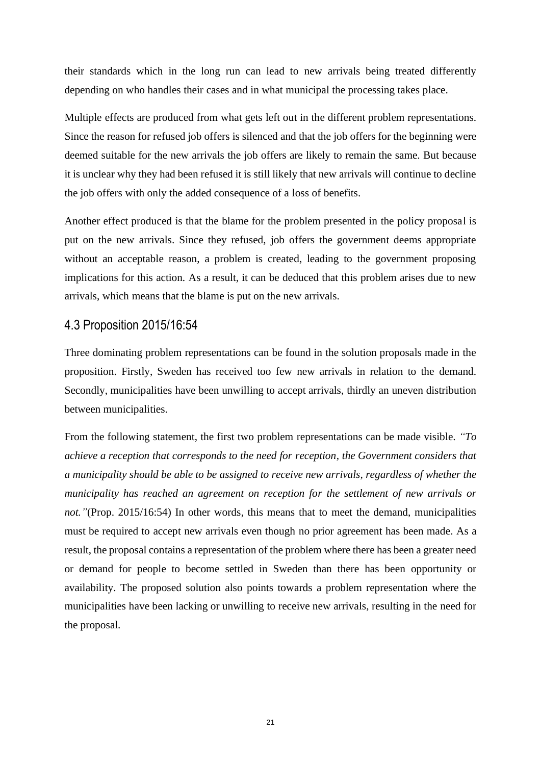their standards which in the long run can lead to new arrivals being treated differently depending on who handles their cases and in what municipal the processing takes place.

Multiple effects are produced from what gets left out in the different problem representations. Since the reason for refused job offers is silenced and that the job offers for the beginning were deemed suitable for the new arrivals the job offers are likely to remain the same. But because it is unclear why they had been refused it is still likely that new arrivals will continue to decline the job offers with only the added consequence of a loss of benefits.

Another effect produced is that the blame for the problem presented in the policy proposal is put on the new arrivals. Since they refused, job offers the government deems appropriate without an acceptable reason, a problem is created, leading to the government proposing implications for this action. As a result, it can be deduced that this problem arises due to new arrivals, which means that the blame is put on the new arrivals.

## 4.3 Proposition 2015/16:54

Three dominating problem representations can be found in the solution proposals made in the proposition. Firstly, Sweden has received too few new arrivals in relation to the demand. Secondly, municipalities have been unwilling to accept arrivals, thirdly an uneven distribution between municipalities.

From the following statement, the first two problem representations can be made visible. *"To achieve a reception that corresponds to the need for reception, the Government considers that a municipality should be able to be assigned to receive new arrivals, regardless of whether the municipality has reached an agreement on reception for the settlement of new arrivals or not."*(Prop. 2015/16:54) In other words, this means that to meet the demand, municipalities must be required to accept new arrivals even though no prior agreement has been made. As a result, the proposal contains a representation of the problem where there has been a greater need or demand for people to become settled in Sweden than there has been opportunity or availability. The proposed solution also points towards a problem representation where the municipalities have been lacking or unwilling to receive new arrivals, resulting in the need for the proposal.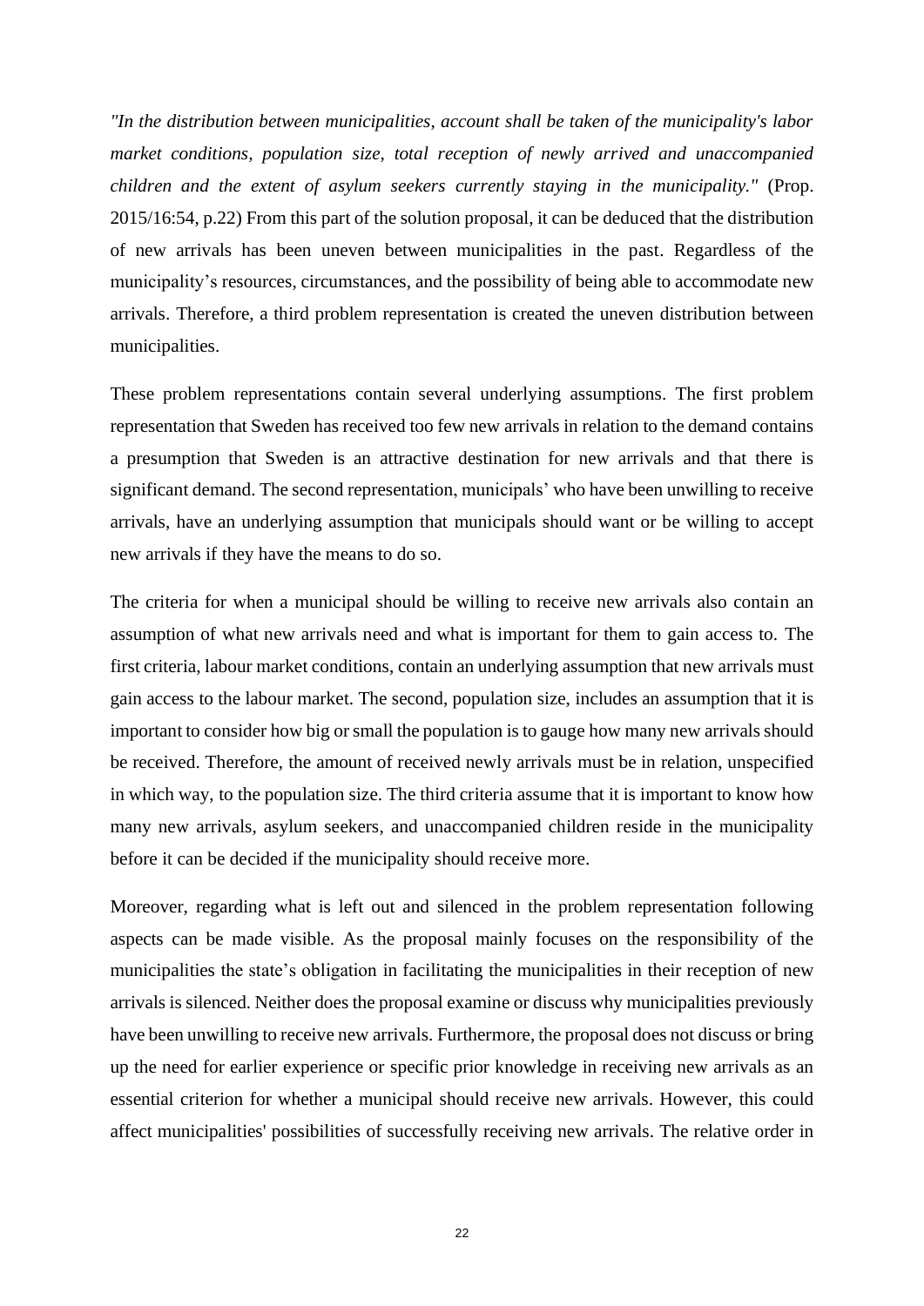*"In the distribution between municipalities, account shall be taken of the municipality's labor market conditions, population size, total reception of newly arrived and unaccompanied children and the extent of asylum seekers currently staying in the municipality."* (Prop. 2015/16:54, p.22) From this part of the solution proposal, it can be deduced that the distribution of new arrivals has been uneven between municipalities in the past. Regardless of the municipality's resources, circumstances, and the possibility of being able to accommodate new arrivals. Therefore, a third problem representation is created the uneven distribution between municipalities.

These problem representations contain several underlying assumptions. The first problem representation that Sweden has received too few new arrivals in relation to the demand contains a presumption that Sweden is an attractive destination for new arrivals and that there is significant demand. The second representation, municipals' who have been unwilling to receive arrivals, have an underlying assumption that municipals should want or be willing to accept new arrivals if they have the means to do so.

The criteria for when a municipal should be willing to receive new arrivals also contain an assumption of what new arrivals need and what is important for them to gain access to. The first criteria, labour market conditions, contain an underlying assumption that new arrivals must gain access to the labour market. The second, population size, includes an assumption that it is important to consider how big or small the population is to gauge how many new arrivals should be received. Therefore, the amount of received newly arrivals must be in relation, unspecified in which way, to the population size. The third criteria assume that it is important to know how many new arrivals, asylum seekers, and unaccompanied children reside in the municipality before it can be decided if the municipality should receive more.

Moreover, regarding what is left out and silenced in the problem representation following aspects can be made visible. As the proposal mainly focuses on the responsibility of the municipalities the state's obligation in facilitating the municipalities in their reception of new arrivals is silenced. Neither does the proposal examine or discuss why municipalities previously have been unwilling to receive new arrivals. Furthermore, the proposal does not discuss or bring up the need for earlier experience or specific prior knowledge in receiving new arrivals as an essential criterion for whether a municipal should receive new arrivals. However, this could affect municipalities' possibilities of successfully receiving new arrivals. The relative order in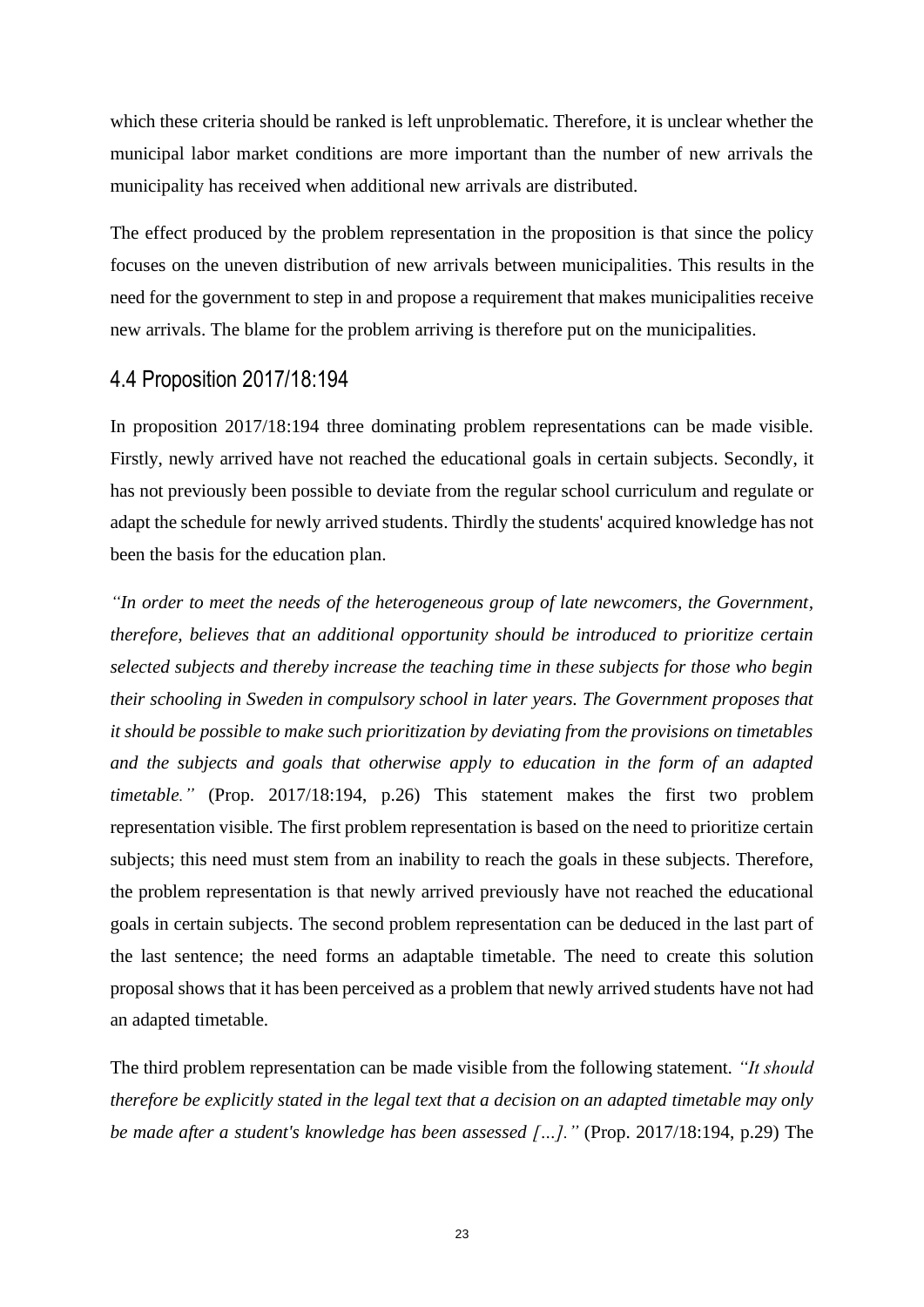which these criteria should be ranked is left unproblematic. Therefore, it is unclear whether the municipal labor market conditions are more important than the number of new arrivals the municipality has received when additional new arrivals are distributed.

The effect produced by the problem representation in the proposition is that since the policy focuses on the uneven distribution of new arrivals between municipalities. This results in the need for the government to step in and propose a requirement that makes municipalities receive new arrivals. The blame for the problem arriving is therefore put on the municipalities.

## 4.4 Proposition 2017/18:194

In proposition 2017/18:194 three dominating problem representations can be made visible. Firstly, newly arrived have not reached the educational goals in certain subjects. Secondly, it has not previously been possible to deviate from the regular school curriculum and regulate or adapt the schedule for newly arrived students. Thirdly the students' acquired knowledge has not been the basis for the education plan.

*"In order to meet the needs of the heterogeneous group of late newcomers, the Government, therefore, believes that an additional opportunity should be introduced to prioritize certain selected subjects and thereby increase the teaching time in these subjects for those who begin their schooling in Sweden in compulsory school in later years. The Government proposes that it should be possible to make such prioritization by deviating from the provisions on timetables and the subjects and goals that otherwise apply to education in the form of an adapted timetable."* (Prop. 2017/18:194, p.26) This statement makes the first two problem representation visible. The first problem representation is based on the need to prioritize certain subjects; this need must stem from an inability to reach the goals in these subjects. Therefore, the problem representation is that newly arrived previously have not reached the educational goals in certain subjects. The second problem representation can be deduced in the last part of the last sentence; the need forms an adaptable timetable. The need to create this solution proposal shows that it has been perceived as a problem that newly arrived students have not had an adapted timetable.

The third problem representation can be made visible from the following statement. *"It should therefore be explicitly stated in the legal text that a decision on an adapted timetable may only be made after a student's knowledge has been assessed [...]."* (Prop. 2017/18:194, p.29) The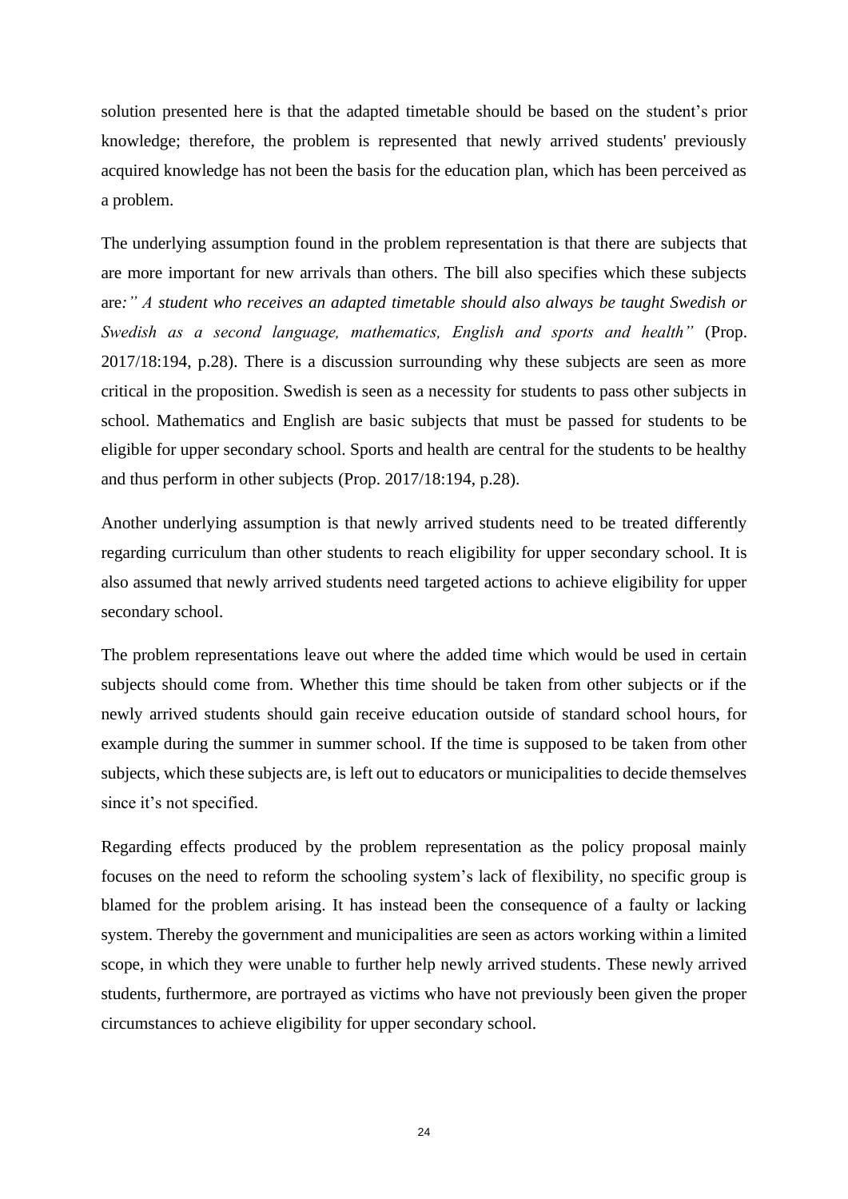solution presented here is that the adapted timetable should be based on the student's prior knowledge; therefore, the problem is represented that newly arrived students' previously acquired knowledge has not been the basis for the education plan, which has been perceived as a problem.

The underlying assumption found in the problem representation is that there are subjects that are more important for new arrivals than others. The bill also specifies which these subjects are*:" A student who receives an adapted timetable should also always be taught Swedish or Swedish as a second language, mathematics, English and sports and health"* (Prop. 2017/18:194, p.28). There is a discussion surrounding why these subjects are seen as more critical in the proposition. Swedish is seen as a necessity for students to pass other subjects in school. Mathematics and English are basic subjects that must be passed for students to be eligible for upper secondary school. Sports and health are central for the students to be healthy and thus perform in other subjects (Prop. 2017/18:194, p.28).

Another underlying assumption is that newly arrived students need to be treated differently regarding curriculum than other students to reach eligibility for upper secondary school. It is also assumed that newly arrived students need targeted actions to achieve eligibility for upper secondary school.

The problem representations leave out where the added time which would be used in certain subjects should come from. Whether this time should be taken from other subjects or if the newly arrived students should gain receive education outside of standard school hours, for example during the summer in summer school. If the time is supposed to be taken from other subjects, which these subjects are, is left out to educators or municipalities to decide themselves since it's not specified.

Regarding effects produced by the problem representation as the policy proposal mainly focuses on the need to reform the schooling system's lack of flexibility, no specific group is blamed for the problem arising. It has instead been the consequence of a faulty or lacking system. Thereby the government and municipalities are seen as actors working within a limited scope, in which they were unable to further help newly arrived students. These newly arrived students, furthermore, are portrayed as victims who have not previously been given the proper circumstances to achieve eligibility for upper secondary school.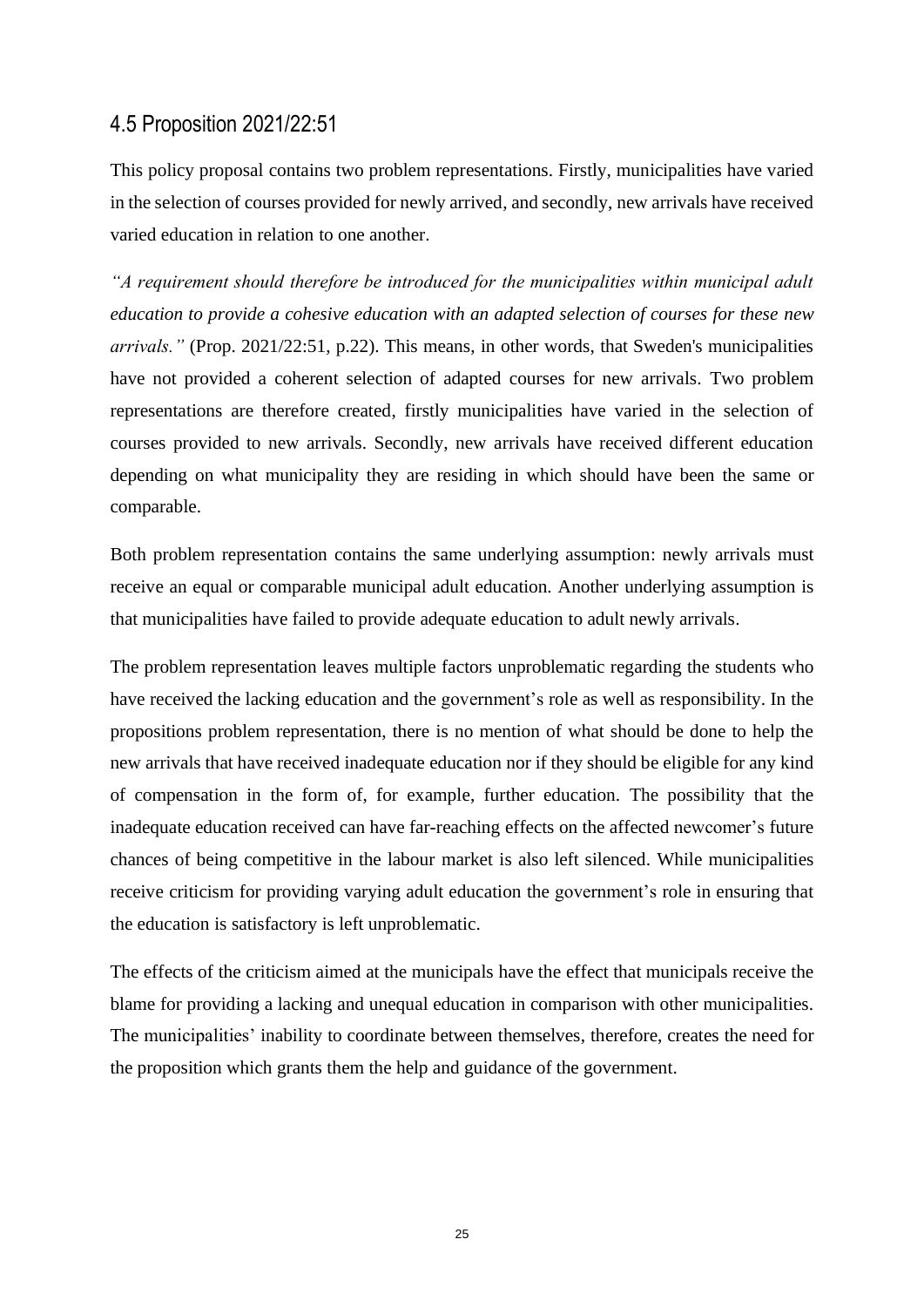## 4.5 Proposition 2021/22:51

This policy proposal contains two problem representations. Firstly, municipalities have varied in the selection of courses provided for newly arrived, and secondly, new arrivals have received varied education in relation to one another.

*"A requirement should therefore be introduced for the municipalities within municipal adult education to provide a cohesive education with an adapted selection of courses for these new arrivals."* (Prop. 2021/22:51, p.22). This means, in other words, that Sweden's municipalities have not provided a coherent selection of adapted courses for new arrivals. Two problem representations are therefore created, firstly municipalities have varied in the selection of courses provided to new arrivals. Secondly, new arrivals have received different education depending on what municipality they are residing in which should have been the same or comparable.

Both problem representation contains the same underlying assumption: newly arrivals must receive an equal or comparable municipal adult education. Another underlying assumption is that municipalities have failed to provide adequate education to adult newly arrivals.

The problem representation leaves multiple factors unproblematic regarding the students who have received the lacking education and the government's role as well as responsibility. In the propositions problem representation, there is no mention of what should be done to help the new arrivals that have received inadequate education nor if they should be eligible for any kind of compensation in the form of, for example, further education. The possibility that the inadequate education received can have far-reaching effects on the affected newcomer's future chances of being competitive in the labour market is also left silenced. While municipalities receive criticism for providing varying adult education the government's role in ensuring that the education is satisfactory is left unproblematic.

The effects of the criticism aimed at the municipals have the effect that municipals receive the blame for providing a lacking and unequal education in comparison with other municipalities. The municipalities' inability to coordinate between themselves, therefore, creates the need for the proposition which grants them the help and guidance of the government.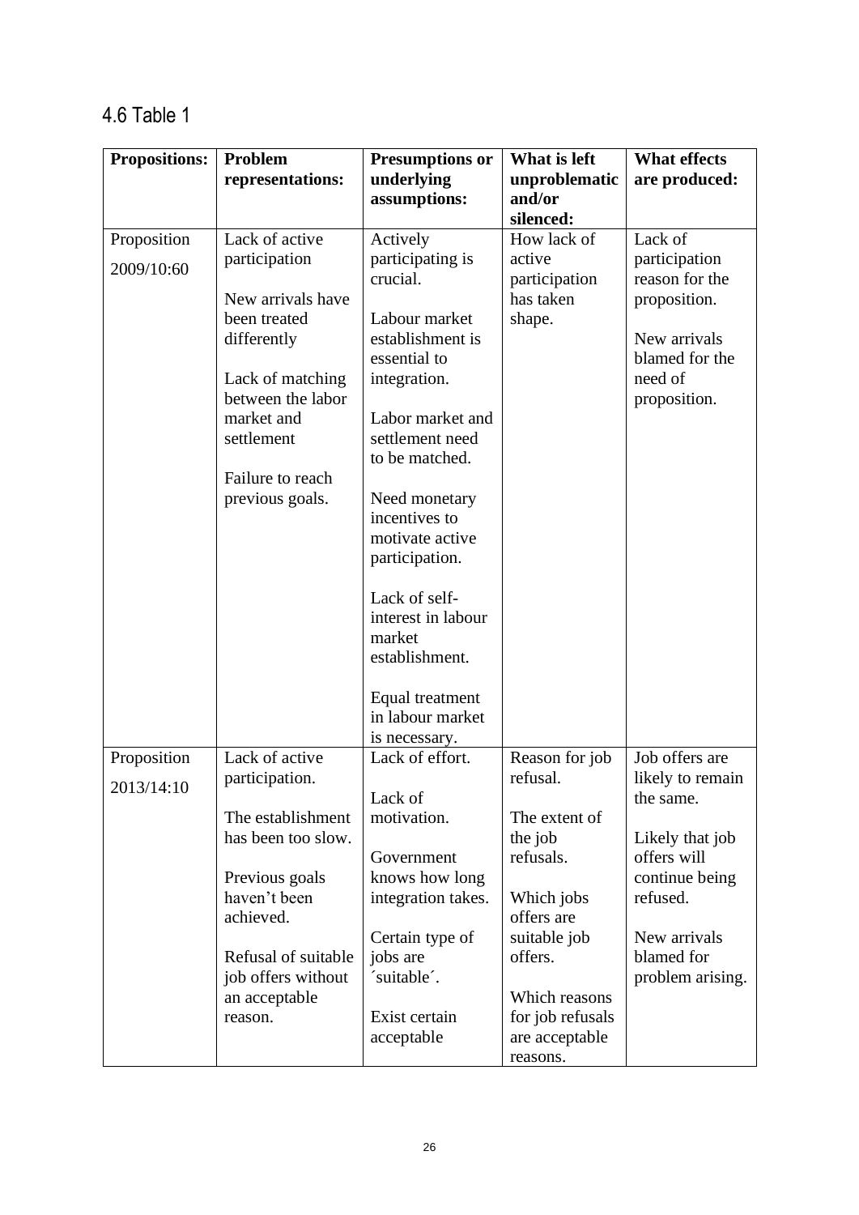## 4.6 Table 1

| Propositions: | Problem representations: | Presumptions or underlying assumptions: | What is left unproblematic and/or silenced: | What effects are produced: |
|---|---|---|---|---|
| Proposition 2009/10:60 | Lack of active participation<br><br>New arrivals have been treated differently<br><br>Lack of matching between the labor market and settlement<br><br>Failure to reach previous goals. | Actively participating is crucial.<br><br>Labour market establishment is essential to integration.<br><br>Labor market and settlement need to be matched.<br><br>Need monetary incentives to motivate active participation.<br><br>Lack of self-interest in labour market establishment.<br><br>Equal treatment in labour market is necessary. | How lack of active participation has taken shape. | Lack of participation reason for the proposition.<br><br>New arrivals blamed for the need of proposition. |
| Proposition 2013/14:10 | Lack of active participation.<br><br>The establishment has been too slow.<br><br>Previous goals haven't been achieved.<br><br>Refusal of suitable job offers without an acceptable reason. | Lack of effort.<br><br>Lack of motivation.<br><br>Government knows how long integration takes.<br><br>Certain type of jobs are ´suitable´.<br><br>Exist certain acceptable | Reason for job refusal.<br><br>The extent of the job refusals.<br><br>Which jobs offers are suitable job offers.<br><br>Which reasons for job refusals are acceptable reasons. | Job offers are likely to remain the same.<br><br>Likely that job offers will continue being refused.<br><br>New arrivals blamed for problem arising. |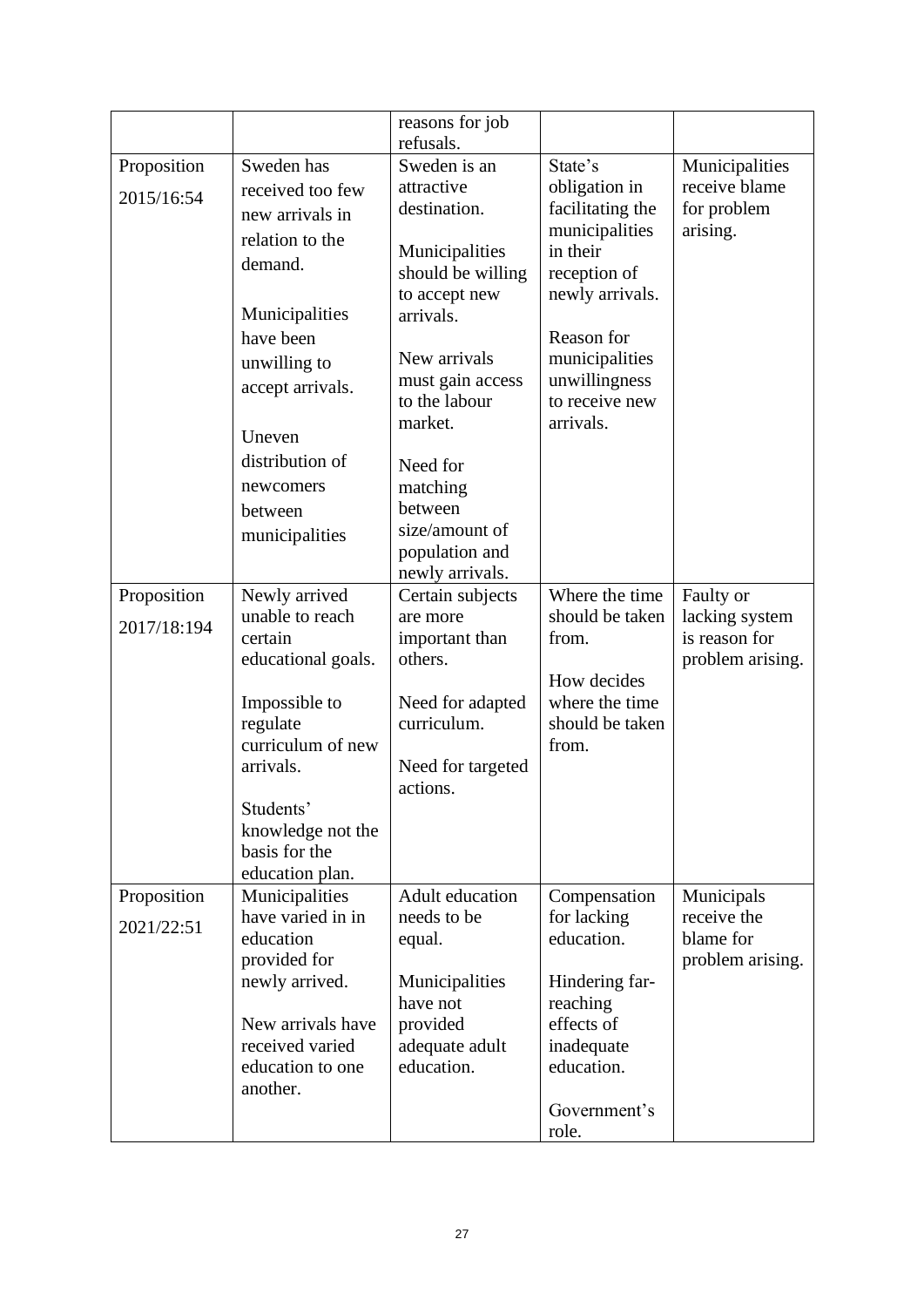|  |  | reasons for job refusals. |  |  |
|---|---|---|---|---|
| Proposition 2015/16:54 | Sweden has received too few new arrivals in relation to the demand.<br><br>Municipalities have been unwilling to accept arrivals.<br><br>Uneven distribution of newcomers between municipalities | Sweden is an attractive destination.<br><br>Municipalities should be willing to accept new arrivals.<br><br>New arrivals must gain access to the labour market.<br><br>Need for matching between size/amount of population and newly arrivals. | State's obligation in facilitating the municipalities in their reception of newly arrivals.<br><br>Reason for municipalities unwillingness to receive new arrivals. | Municipalities receive blame for problem arising. |
| Proposition 2017/18:194 | Newly arrived unable to reach certain educational goals.<br><br>Impossible to regulate curriculum of new arrivals.<br><br>Students' knowledge not the basis for the education plan. | Certain subjects are more important than others.<br><br>Need for adapted curriculum.<br><br>Need for targeted actions. | Where the time should be taken from.<br><br>How decides where the time should be taken from. | Faulty or lacking system is reason for problem arising. |
| Proposition 2021/22:51 | Municipalities have varied in in education provided for newly arrived.<br><br>New arrivals have received varied education to one another. | Adult education needs to be equal.<br><br>Municipalities have not provided adequate adult education. | Compensation for lacking education.<br><br>Hindering far-reaching effects of inadequate education.<br><br>Government's role. | Municipals receive the blame for problem arising. |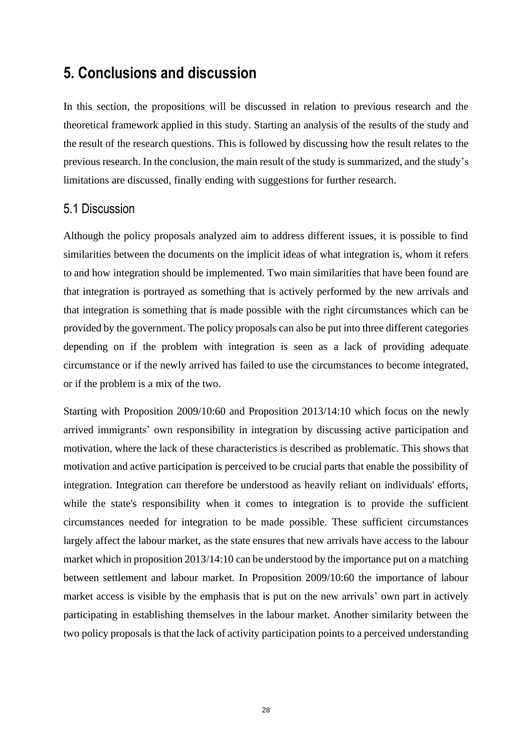# 5. Conclusions and discussion

In this section, the propositions will be discussed in relation to previous research and the theoretical framework applied in this study. Starting an analysis of the results of the study and the result of the research questions. This is followed by discussing how the result relates to the previous research. In the conclusion, the main result of the study is summarized, and the study's limitations are discussed, finally ending with suggestions for further research.

## 5.1 Discussion

Although the policy proposals analyzed aim to address different issues, it is possible to find similarities between the documents on the implicit ideas of what integration is, whom it refers to and how integration should be implemented. Two main similarities that have been found are that integration is portrayed as something that is actively performed by the new arrivals and that integration is something that is made possible with the right circumstances which can be provided by the government. The policy proposals can also be put into three different categories depending on if the problem with integration is seen as a lack of providing adequate circumstance or if the newly arrived has failed to use the circumstances to become integrated, or if the problem is a mix of the two.

Starting with Proposition 2009/10:60 and Proposition 2013/14:10 which focus on the newly arrived immigrants' own responsibility in integration by discussing active participation and motivation, where the lack of these characteristics is described as problematic. This shows that motivation and active participation is perceived to be crucial parts that enable the possibility of integration. Integration can therefore be understood as heavily reliant on individuals' efforts, while the state's responsibility when it comes to integration is to provide the sufficient circumstances needed for integration to be made possible. These sufficient circumstances largely affect the labour market, as the state ensures that new arrivals have access to the labour market which in proposition 2013/14:10 can be understood by the importance put on a matching between settlement and labour market. In Proposition 2009/10:60 the importance of labour market access is visible by the emphasis that is put on the new arrivals' own part in actively participating in establishing themselves in the labour market. Another similarity between the two policy proposals is that the lack of activity participation points to a perceived understanding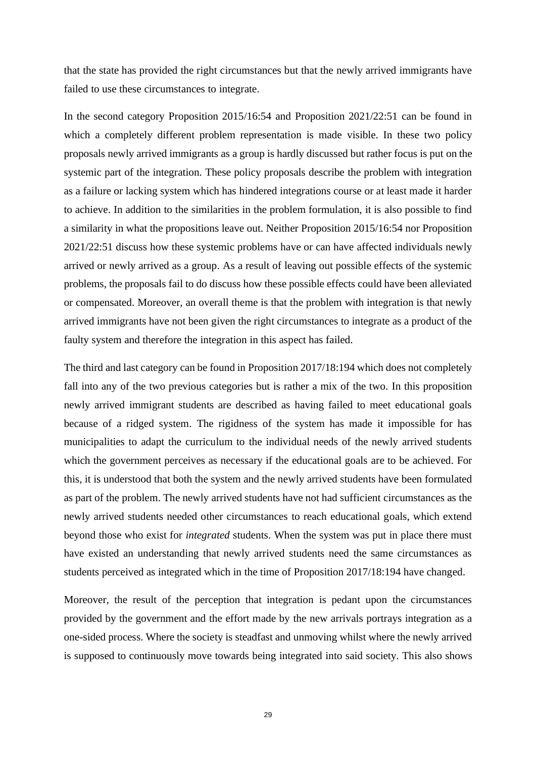that the state has provided the right circumstances but that the newly arrived immigrants have failed to use these circumstances to integrate.

In the second category Proposition 2015/16:54 and Proposition 2021/22:51 can be found in which a completely different problem representation is made visible. In these two policy proposals newly arrived immigrants as a group is hardly discussed but rather focus is put on the systemic part of the integration. These policy proposals describe the problem with integration as a failure or lacking system which has hindered integrations course or at least made it harder to achieve. In addition to the similarities in the problem formulation, it is also possible to find a similarity in what the propositions leave out. Neither Proposition 2015/16:54 nor Proposition 2021/22:51 discuss how these systemic problems have or can have affected individuals newly arrived or newly arrived as a group. As a result of leaving out possible effects of the systemic problems, the proposals fail to do discuss how these possible effects could have been alleviated or compensated. Moreover, an overall theme is that the problem with integration is that newly arrived immigrants have not been given the right circumstances to integrate as a product of the faulty system and therefore the integration in this aspect has failed.

The third and last category can be found in Proposition 2017/18:194 which does not completely fall into any of the two previous categories but is rather a mix of the two. In this proposition newly arrived immigrant students are described as having failed to meet educational goals because of a ridged system. The rigidness of the system has made it impossible for has municipalities to adapt the curriculum to the individual needs of the newly arrived students which the government perceives as necessary if the educational goals are to be achieved. For this, it is understood that both the system and the newly arrived students have been formulated as part of the problem. The newly arrived students have not had sufficient circumstances as the newly arrived students needed other circumstances to reach educational goals, which extend beyond those who exist for *integrated* students. When the system was put in place there must have existed an understanding that newly arrived students need the same circumstances as students perceived as integrated which in the time of Proposition 2017/18:194 have changed.

Moreover, the result of the perception that integration is pedant upon the circumstances provided by the government and the effort made by the new arrivals portrays integration as a one-sided process. Where the society is steadfast and unmoving whilst where the newly arrived is supposed to continuously move towards being integrated into said society. This also shows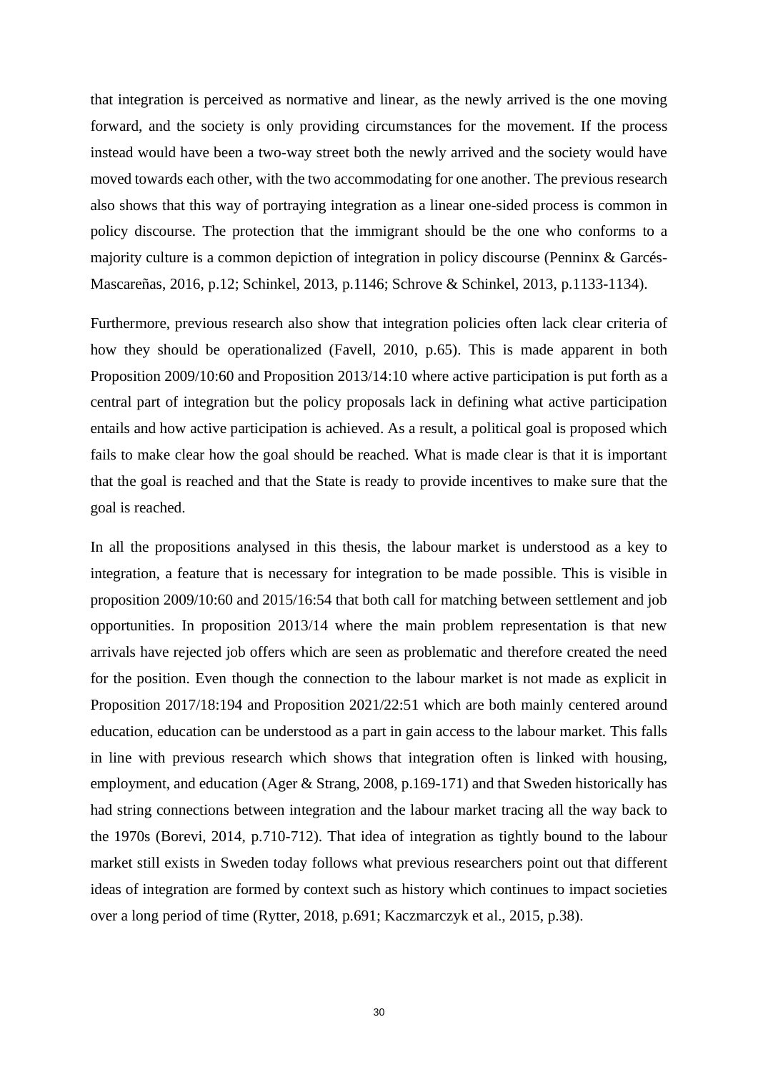that integration is perceived as normative and linear, as the newly arrived is the one moving forward, and the society is only providing circumstances for the movement. If the process instead would have been a two-way street both the newly arrived and the society would have moved towards each other, with the two accommodating for one another. The previous research also shows that this way of portraying integration as a linear one-sided process is common in policy discourse. The protection that the immigrant should be the one who conforms to a majority culture is a common depiction of integration in policy discourse (Penninx & Garcés-Mascareñas, 2016, p.12; Schinkel, 2013, p.1146; Schrove & Schinkel, 2013, p.1133-1134).

Furthermore, previous research also show that integration policies often lack clear criteria of how they should be operationalized (Favell, 2010, p.65). This is made apparent in both Proposition 2009/10:60 and Proposition 2013/14:10 where active participation is put forth as a central part of integration but the policy proposals lack in defining what active participation entails and how active participation is achieved. As a result, a political goal is proposed which fails to make clear how the goal should be reached. What is made clear is that it is important that the goal is reached and that the State is ready to provide incentives to make sure that the goal is reached.

In all the propositions analysed in this thesis, the labour market is understood as a key to integration, a feature that is necessary for integration to be made possible. This is visible in proposition 2009/10:60 and 2015/16:54 that both call for matching between settlement and job opportunities. In proposition 2013/14 where the main problem representation is that new arrivals have rejected job offers which are seen as problematic and therefore created the need for the position. Even though the connection to the labour market is not made as explicit in Proposition 2017/18:194 and Proposition 2021/22:51 which are both mainly centered around education, education can be understood as a part in gain access to the labour market. This falls in line with previous research which shows that integration often is linked with housing, employment, and education (Ager & Strang, 2008, p.169-171) and that Sweden historically has had string connections between integration and the labour market tracing all the way back to the 1970s (Borevi, 2014, p.710-712). That idea of integration as tightly bound to the labour market still exists in Sweden today follows what previous researchers point out that different ideas of integration are formed by context such as history which continues to impact societies over a long period of time (Rytter, 2018, p.691; Kaczmarczyk et al., 2015, p.38).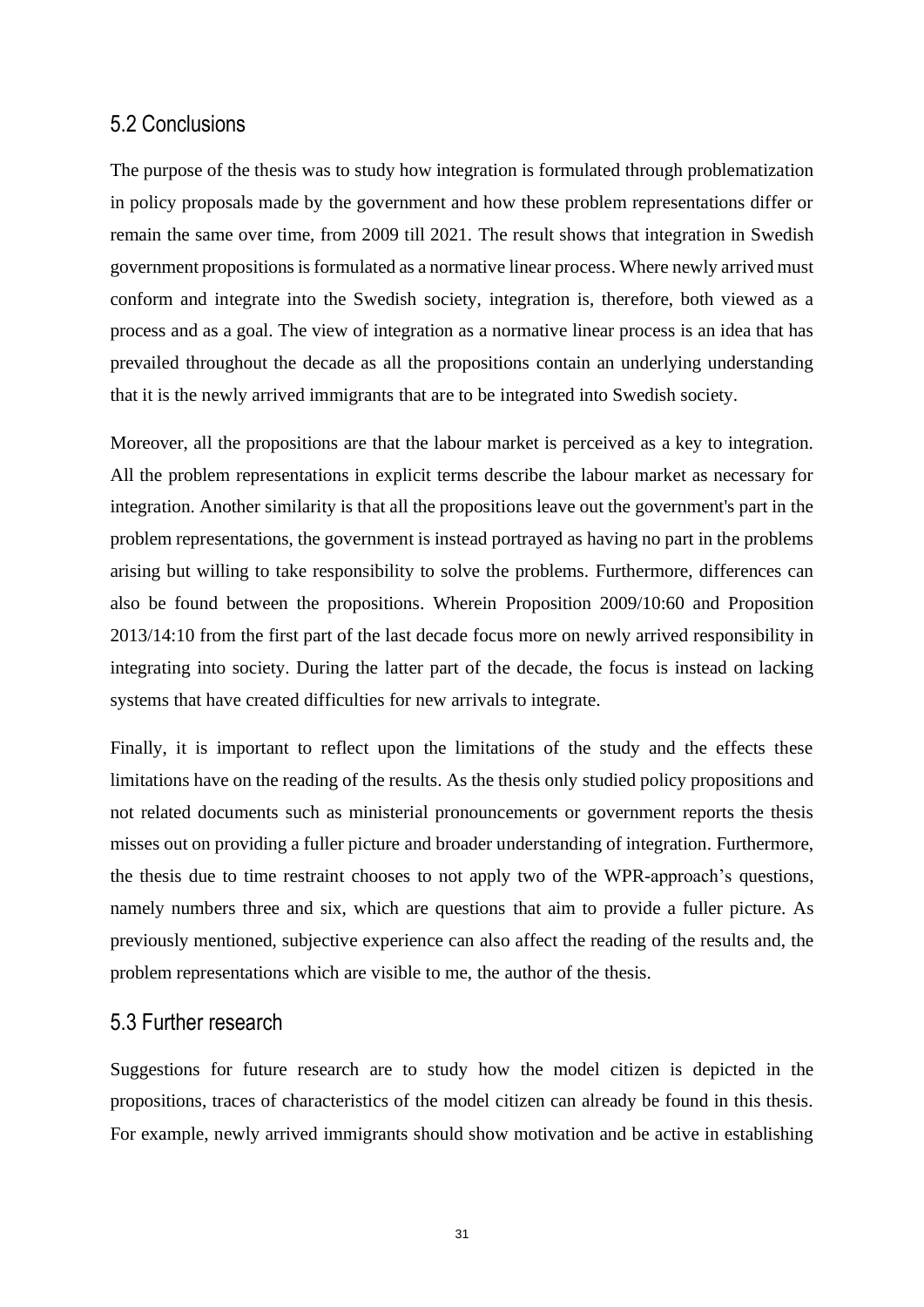## 5.2 Conclusions

The purpose of the thesis was to study how integration is formulated through problematization in policy proposals made by the government and how these problem representations differ or remain the same over time, from 2009 till 2021. The result shows that integration in Swedish government propositions is formulated as a normative linear process. Where newly arrived must conform and integrate into the Swedish society, integration is, therefore, both viewed as a process and as a goal. The view of integration as a normative linear process is an idea that has prevailed throughout the decade as all the propositions contain an underlying understanding that it is the newly arrived immigrants that are to be integrated into Swedish society.

Moreover, all the propositions are that the labour market is perceived as a key to integration. All the problem representations in explicit terms describe the labour market as necessary for integration. Another similarity is that all the propositions leave out the government's part in the problem representations, the government is instead portrayed as having no part in the problems arising but willing to take responsibility to solve the problems. Furthermore, differences can also be found between the propositions. Wherein Proposition 2009/10:60 and Proposition 2013/14:10 from the first part of the last decade focus more on newly arrived responsibility in integrating into society. During the latter part of the decade, the focus is instead on lacking systems that have created difficulties for new arrivals to integrate.

Finally, it is important to reflect upon the limitations of the study and the effects these limitations have on the reading of the results. As the thesis only studied policy propositions and not related documents such as ministerial pronouncements or government reports the thesis misses out on providing a fuller picture and broader understanding of integration. Furthermore, the thesis due to time restraint chooses to not apply two of the WPR-approach's questions, namely numbers three and six, which are questions that aim to provide a fuller picture. As previously mentioned, subjective experience can also affect the reading of the results and, the problem representations which are visible to me, the author of the thesis.

## 5.3 Further research

Suggestions for future research are to study how the model citizen is depicted in the propositions, traces of characteristics of the model citizen can already be found in this thesis. For example, newly arrived immigrants should show motivation and be active in establishing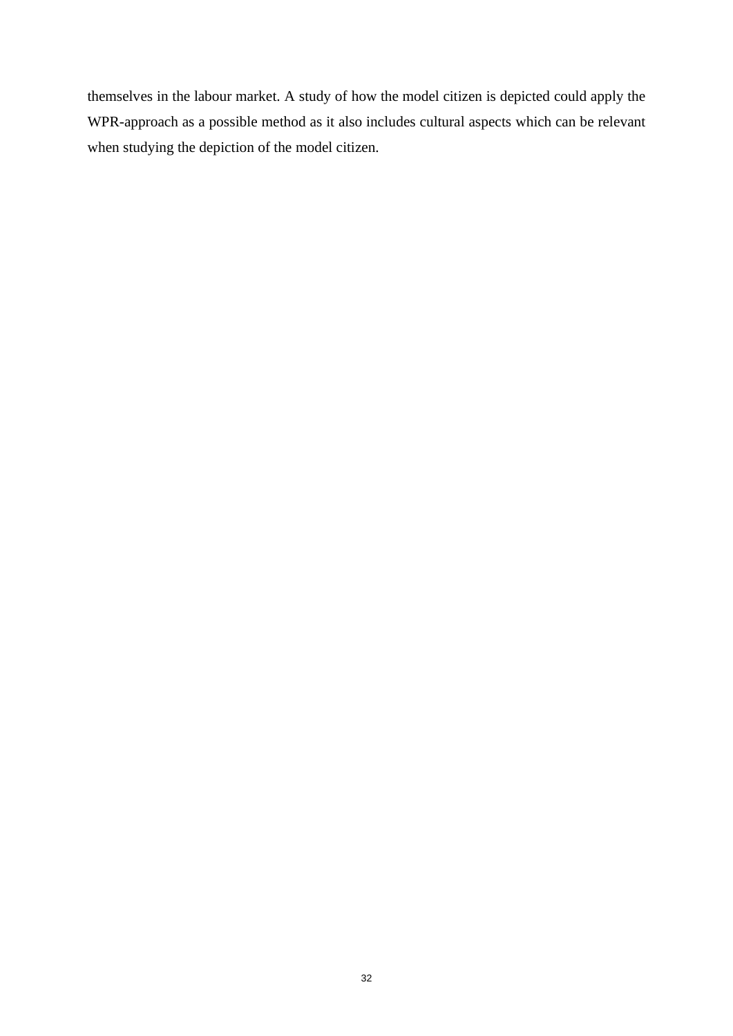themselves in the labour market. A study of how the model citizen is depicted could apply the WPR-approach as a possible method as it also includes cultural aspects which can be relevant when studying the depiction of the model citizen.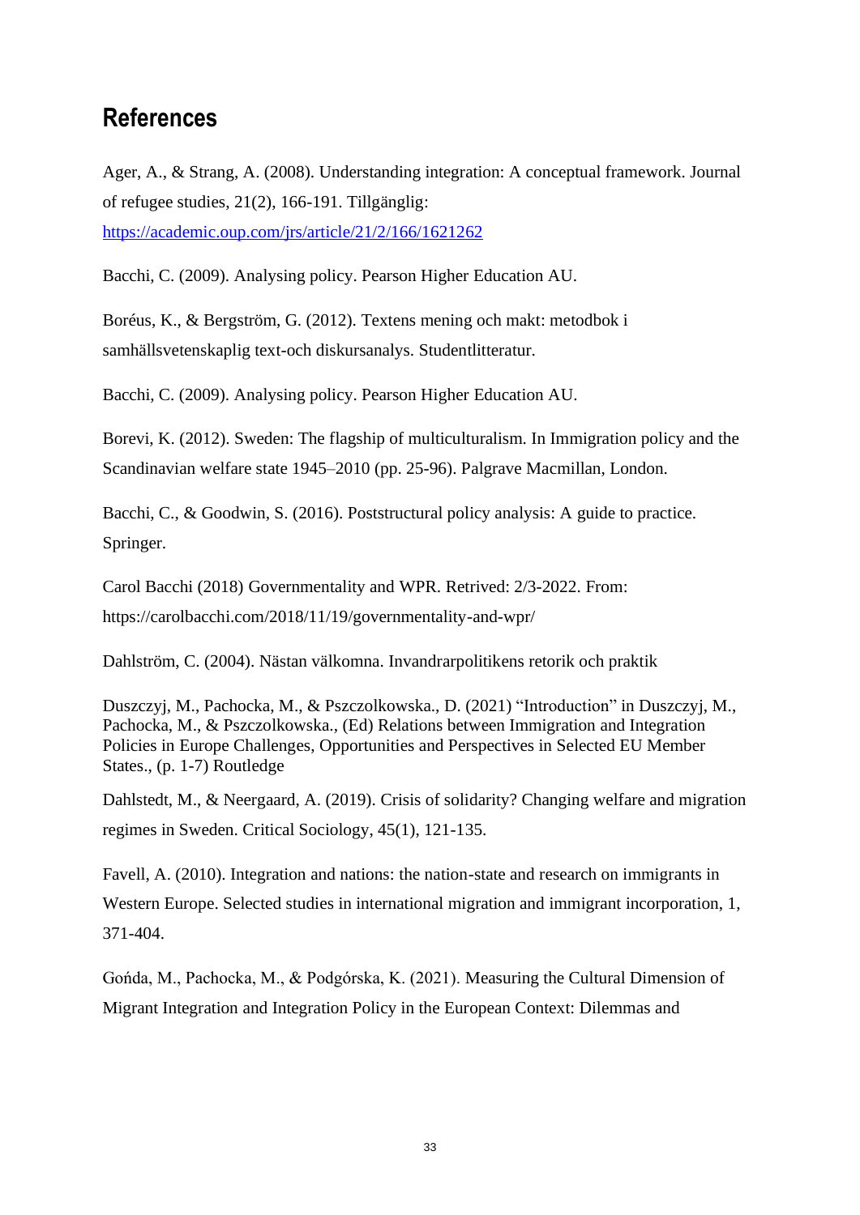## References

Ager, A., & Strang, A. (2008). Understanding integration: A conceptual framework. Journal of refugee studies, 21(2), 166-191. Tillgänglig: https://academic.oup.com/jrs/article/21/2/166/1621262

Bacchi, C. (2009). Analysing policy. Pearson Higher Education AU.

Boréus, K., & Bergström, G. (2012). Textens mening och makt: metodbok i samhällsvetenskaplig text-och diskursanalys. Studentlitteratur.

Bacchi, C. (2009). Analysing policy. Pearson Higher Education AU.

Borevi, K. (2012). Sweden: The flagship of multiculturalism. In Immigration policy and the Scandinavian welfare state 1945–2010 (pp. 25-96). Palgrave Macmillan, London.

Bacchi, C., & Goodwin, S. (2016). Poststructural policy analysis: A guide to practice. Springer.

Carol Bacchi (2018) Governmentality and WPR. Retrived: 2/3-2022. From: https://carolbacchi.com/2018/11/19/governmentality-and-wpr/

Dahlström, C. (2004). Nästan välkomna. Invandrarpolitikens retorik och praktik

Duszczyj, M., Pachocka, M., & Pszczolkowska., D. (2021) "Introduction" in Duszczyj, M., Pachocka, M., & Pszczolkowska., (Ed) Relations between Immigration and Integration Policies in Europe Challenges, Opportunities and Perspectives in Selected EU Member States., (p. 1-7) Routledge

Dahlstedt, M., & Neergaard, A. (2019). Crisis of solidarity? Changing welfare and migration regimes in Sweden. Critical Sociology, 45(1), 121-135.

Favell, A. (2010). Integration and nations: the nation-state and research on immigrants in Western Europe. Selected studies in international migration and immigrant incorporation, 1, 371-404.

Gońda, M., Pachocka, M., & Podgórska, K. (2021). Measuring the Cultural Dimension of Migrant Integration and Integration Policy in the European Context: Dilemmas and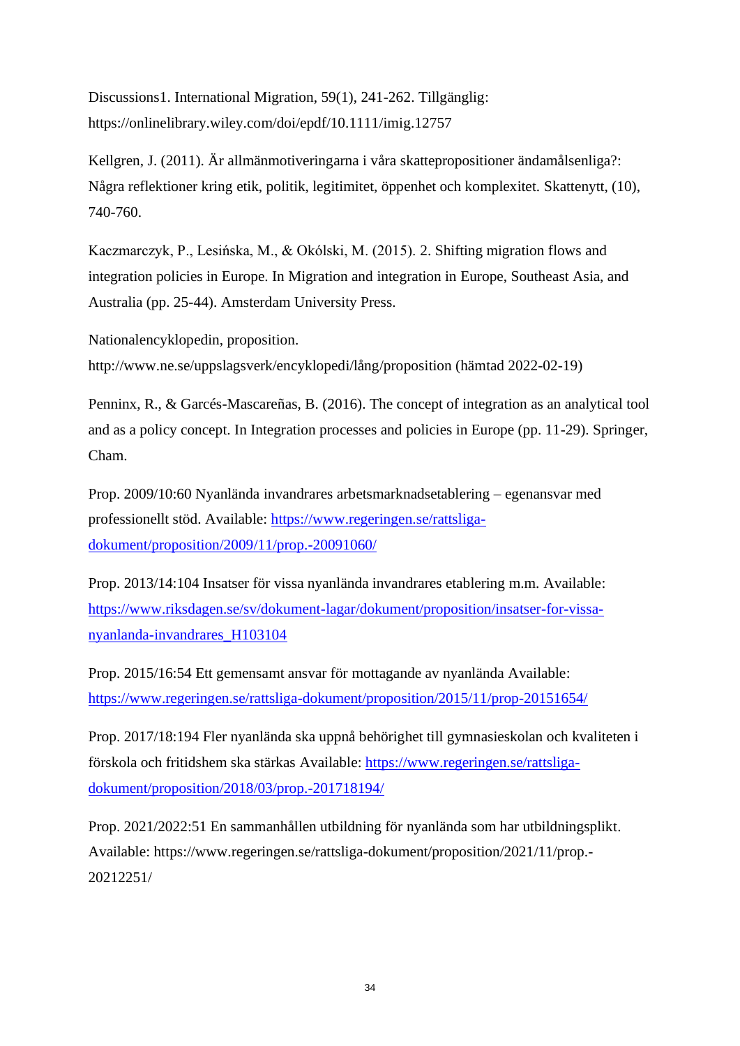Discussions1. International Migration, 59(1), 241-262. Tillgänglig: https://onlinelibrary.wiley.com/doi/epdf/10.1111/imig.12757

Kellgren, J. (2011). Är allmänmotiveringarna i våra skattepropositioner ändamålsenliga?: Några reflektioner kring etik, politik, legitimitet, öppenhet och komplexitet. Skattenytt, (10), 740-760.

Kaczmarczyk, P., Lesińska, M., & Okólski, M. (2015). 2. Shifting migration flows and integration policies in Europe. In Migration and integration in Europe, Southeast Asia, and Australia (pp. 25-44). Amsterdam University Press.

Nationalencyklopedin, proposition. http://www.ne.se/uppslagsverk/encyklopedi/lång/proposition (hämtad 2022-02-19)

Penninx, R., & Garcés-Mascareñas, B. (2016). The concept of integration as an analytical tool and as a policy concept. In Integration processes and policies in Europe (pp. 11-29). Springer, Cham.

Prop. 2009/10:60 Nyanlända invandrares arbetsmarknadsetablering – egenansvar med professionellt stöd. Available: https://www.regeringen.se/rattsliga-dokument/proposition/2009/11/prop.-20091060/

Prop. 2013/14:104 Insatser för vissa nyanlända invandrares etablering m.m. Available: https://www.riksdagen.se/sv/dokument-lagar/dokument/proposition/insatser-for-vissa-nyanlanda-invandrares_H103104

Prop. 2015/16:54 Ett gemensamt ansvar för mottagande av nyanlända Available: https://www.regeringen.se/rattsliga-dokument/proposition/2015/11/prop-20151654/

Prop. 2017/18:194 Fler nyanlända ska uppnå behörighet till gymnasieskolan och kvaliteten i förskola och fritidshem ska stärkas Available: https://www.regeringen.se/rattsliga-dokument/proposition/2018/03/prop.-201718194/

Prop. 2021/2022:51 En sammanhållen utbildning för nyanlända som har utbildningsplikt. Available: https://www.regeringen.se/rattsliga-dokument/proposition/2021/11/prop.-20212251/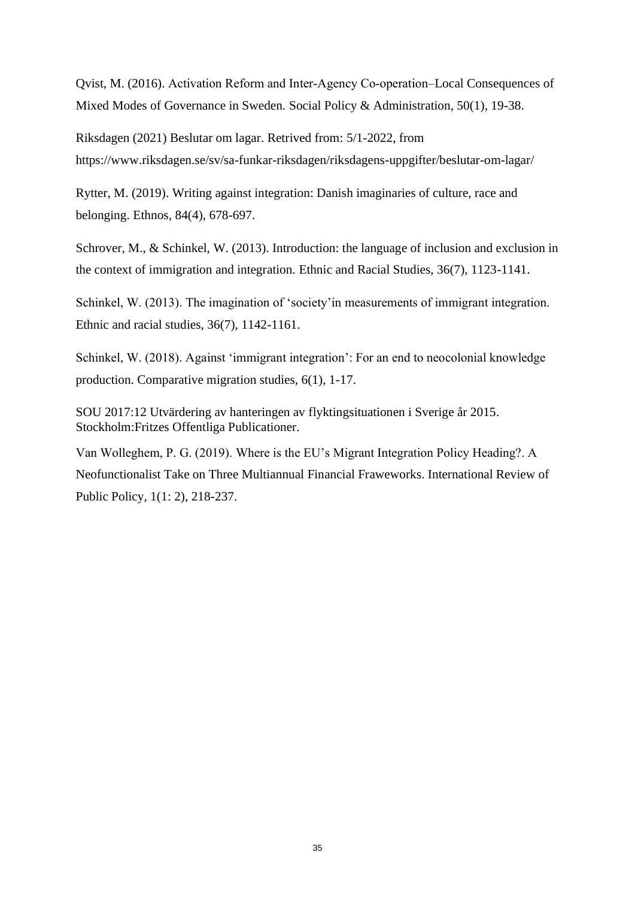Qvist, M. (2016). Activation Reform and Inter-Agency Co-operation–Local Consequences of Mixed Modes of Governance in Sweden. Social Policy & Administration, 50(1), 19-38.

Riksdagen (2021) Beslutar om lagar. Retrived from: 5/1-2022, from https://www.riksdagen.se/sv/sa-funkar-riksdagen/riksdagens-uppgifter/beslutar-om-lagar/

Rytter, M. (2019). Writing against integration: Danish imaginaries of culture, race and belonging. Ethnos, 84(4), 678-697.

Schrover, M., & Schinkel, W. (2013). Introduction: the language of inclusion and exclusion in the context of immigration and integration. Ethnic and Racial Studies, 36(7), 1123-1141.

Schinkel, W. (2013). The imagination of 'society'in measurements of immigrant integration. Ethnic and racial studies, 36(7), 1142-1161.

Schinkel, W. (2018). Against 'immigrant integration': For an end to neocolonial knowledge production. Comparative migration studies, 6(1), 1-17.

SOU 2017:12 Utvärdering av hanteringen av flyktingsituationen i Sverige år 2015. Stockholm:Fritzes Offentliga Publicationer.

Van Wolleghem, P. G. (2019). Where is the EU's Migrant Integration Policy Heading?. A Neofunctionalist Take on Three Multiannual Financial Fraweworks. International Review of Public Policy, 1(1: 2), 218-237.